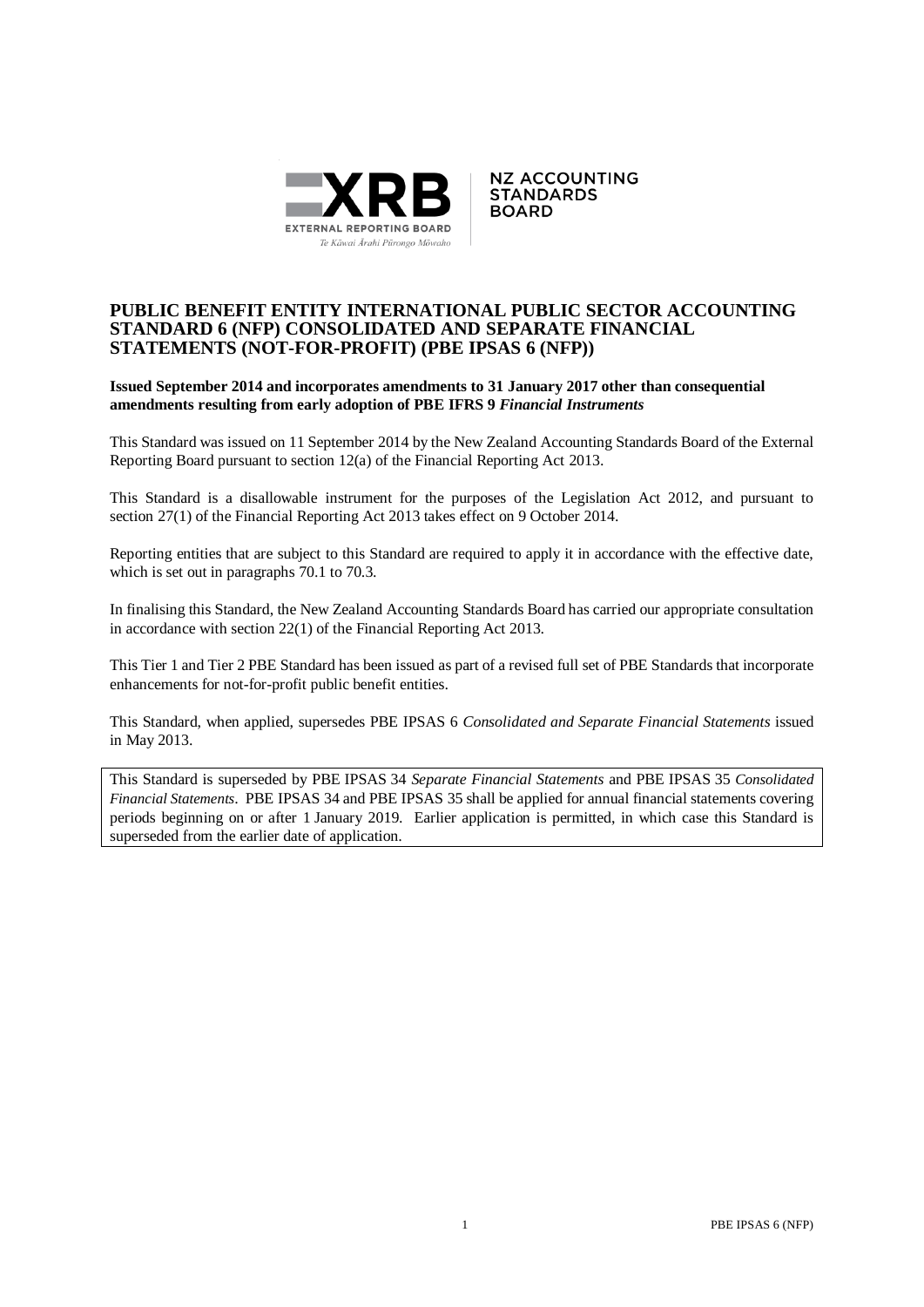XRB

EXTERNAL REPORTING BOARD

Te Kāwai Ārahi Pūrongo Mōwaho

NZ ACCOUNTING STANDARDS BOARD

# PUBLIC BENEFIT ENTITY INTERNATIONAL PUBLIC SECTOR ACCOUNTING STANDARD 6 (NFP) CONSOLIDATED AND SEPARATE FINANCIAL STATEMENTS (NOT-FOR-PROFIT) (PBE IPSAS 6 (NFP))

**Issued September 2014 and incorporates amendments to 31 January 2017 other than consequential amendments resulting from early adoption of PBE IFRS 9 *Financial Instruments***

This Standard was issued on 11 September 2014 by the New Zealand Accounting Standards Board of the External Reporting Board pursuant to section 12(a) of the Financial Reporting Act 2013.

This Standard is a disallowable instrument for the purposes of the Legislation Act 2012, and pursuant to section 27(1) of the Financial Reporting Act 2013 takes effect on 9 October 2014.

Reporting entities that are subject to this Standard are required to apply it in accordance with the effective date, which is set out in paragraphs 70.1 to 70.3.

In finalising this Standard, the New Zealand Accounting Standards Board has carried our appropriate consultation in accordance with section 22(1) of the Financial Reporting Act 2013.

This Tier 1 and Tier 2 PBE Standard has been issued as part of a revised full set of PBE Standards that incorporate enhancements for not-for-profit public benefit entities.

This Standard, when applied, supersedes PBE IPSAS 6 *Consolidated and Separate Financial Statements* issued in May 2013.

This Standard is superseded by PBE IPSAS 34 *Separate Financial Statements* and PBE IPSAS 35 *Consolidated Financial Statements*. PBE IPSAS 34 and PBE IPSAS 35 shall be applied for annual financial statements covering periods beginning on or after 1 January 2019. Earlier application is permitted, in which case this Standard is superseded from the earlier date of application.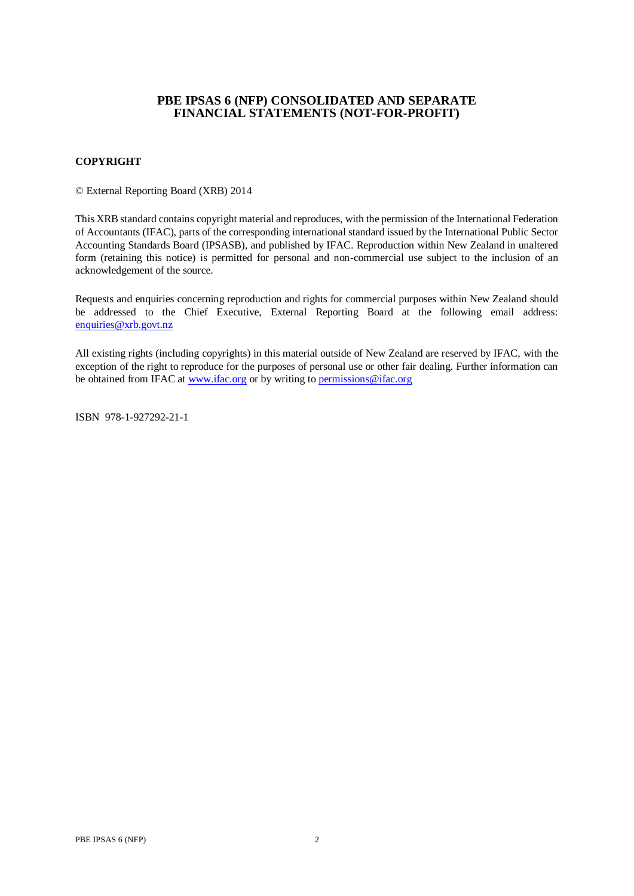# PBE IPSAS 6 (NFP) CONSOLIDATED AND SEPARATE FINANCIAL STATEMENTS (NOT-FOR-PROFIT)

**COPYRIGHT**

© External Reporting Board (XRB) 2014

This XRB standard contains copyright material and reproduces, with the permission of the International Federation of Accountants (IFAC), parts of the corresponding international standard issued by the International Public Sector Accounting Standards Board (IPSASB), and published by IFAC. Reproduction within New Zealand in unaltered form (retaining this notice) is permitted for personal and non-commercial use subject to the inclusion of an acknowledgement of the source.

Requests and enquiries concerning reproduction and rights for commercial purposes within New Zealand should be addressed to the Chief Executive, External Reporting Board at the following email address: enquiries@xrb.govt.nz

All existing rights (including copyrights) in this material outside of New Zealand are reserved by IFAC, with the exception of the right to reproduce for the purposes of personal use or other fair dealing. Further information can be obtained from IFAC at www.ifac.org or by writing to permissions@ifac.org

ISBN 978-1-927292-21-1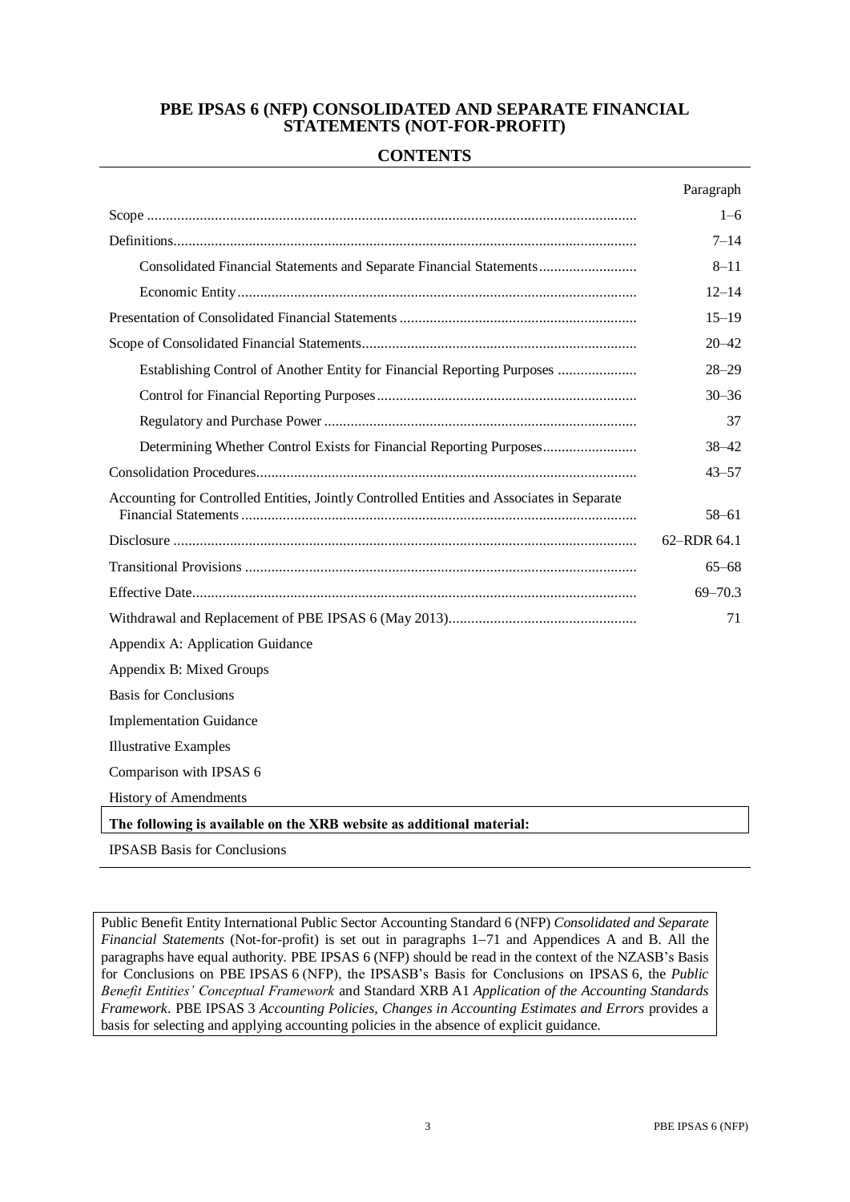# PBE IPSAS 6 (NFP) CONSOLIDATED AND SEPARATE FINANCIAL STATEMENTS (NOT-FOR-PROFIT)

## CONTENTS

| | Paragraph |
|---|---|
| Scope | 1–6 |
| Definitions | 7–14 |
| Consolidated Financial Statements and Separate Financial Statements | 8–11 |
| Economic Entity | 12–14 |
| Presentation of Consolidated Financial Statements | 15–19 |
| Scope of Consolidated Financial Statements | 20–42 |
| Establishing Control of Another Entity for Financial Reporting Purposes | 28–29 |
| Control for Financial Reporting Purposes | 30–36 |
| Regulatory and Purchase Power | 37 |
| Determining Whether Control Exists for Financial Reporting Purposes | 38–42 |
| Consolidation Procedures | 43–57 |
| Accounting for Controlled Entities, Jointly Controlled Entities and Associates in Separate Financial Statements | 58–61 |
| Disclosure | 62–RDR 64.1 |
| Transitional Provisions | 65–68 |
| Effective Date | 69–70.3 |
| Withdrawal and Replacement of PBE IPSAS 6 (May 2013) | 71 |

Appendix A: Application Guidance

Appendix B: Mixed Groups

Basis for Conclusions

Implementation Guidance

Illustrative Examples

Comparison with IPSAS 6

History of Amendments

**The following is available on the XRB website as additional material:**

IPSASB Basis for Conclusions

Public Benefit Entity International Public Sector Accounting Standard 6 (NFP) *Consolidated and Separate Financial Statements* (Not-for-profit) is set out in paragraphs 1–71 and Appendices A and B. All the paragraphs have equal authority. PBE IPSAS 6 (NFP) should be read in the context of the NZASB's Basis for Conclusions on PBE IPSAS 6 (NFP), the IPSASB's Basis for Conclusions on IPSAS 6, the *Public Benefit Entities' Conceptual Framework* and Standard XRB A1 *Application of the Accounting Standards Framework*. PBE IPSAS 3 *Accounting Policies, Changes in Accounting Estimates and Errors* provides a basis for selecting and applying accounting policies in the absence of explicit guidance.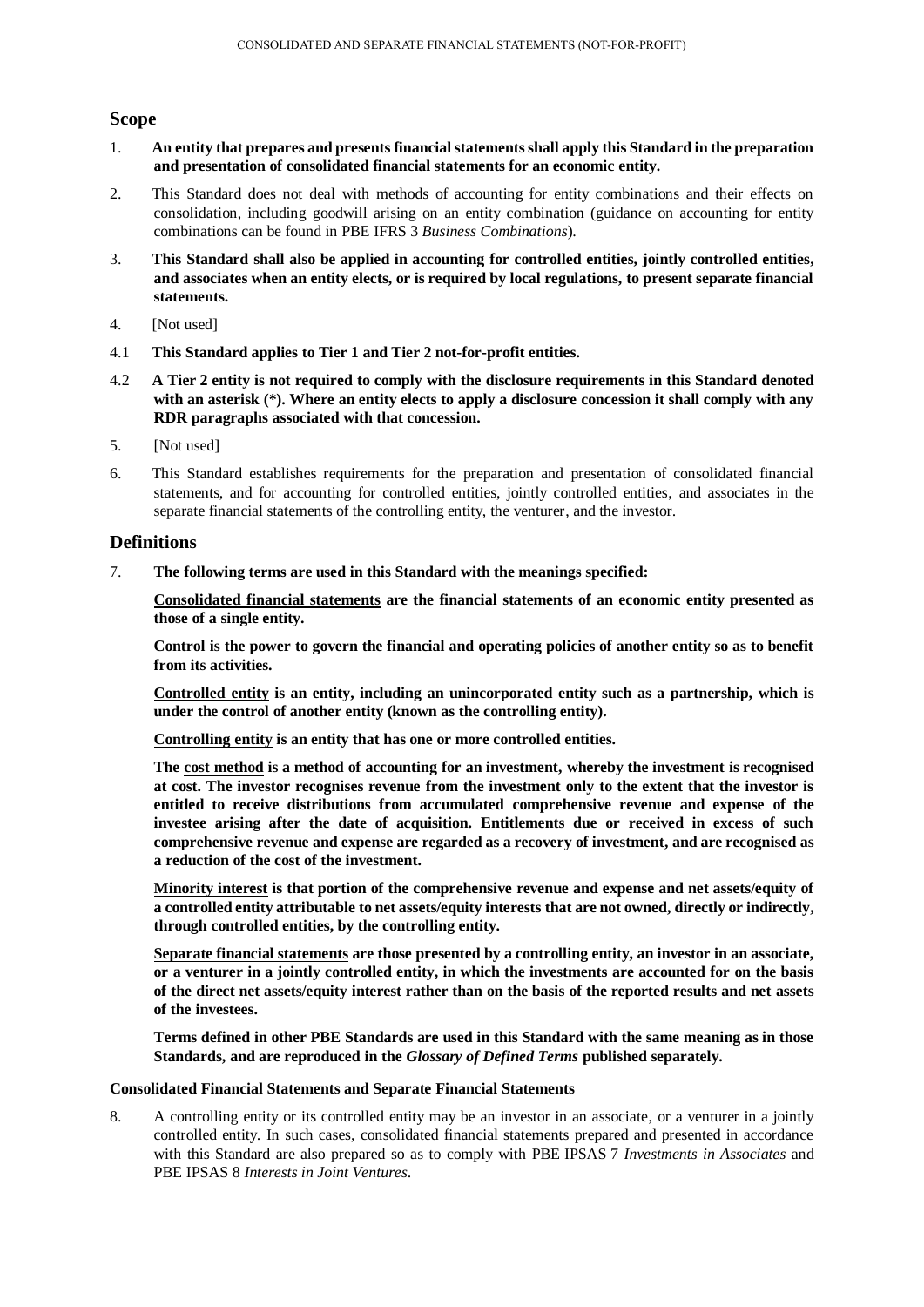## Scope

1. **An entity that prepares and presents financial statements shall apply this Standard in the preparation and presentation of consolidated financial statements for an economic entity.**

2. This Standard does not deal with methods of accounting for entity combinations and their effects on consolidation, including goodwill arising on an entity combination (guidance on accounting for entity combinations can be found in PBE IFRS 3 *Business Combinations*).

3. **This Standard shall also be applied in accounting for controlled entities, jointly controlled entities, and associates when an entity elects, or is required by local regulations, to present separate financial statements.**

4. [Not used]

4.1 **This Standard applies to Tier 1 and Tier 2 not-for-profit entities.**

4.2 **A Tier 2 entity is not required to comply with the disclosure requirements in this Standard denoted with an asterisk (*). Where an entity elects to apply a disclosure concession it shall comply with any RDR paragraphs associated with that concession.**

5. [Not used]

6. This Standard establishes requirements for the preparation and presentation of consolidated financial statements, and for accounting for controlled entities, jointly controlled entities, and associates in the separate financial statements of the controlling entity, the venturer, and the investor.

## Definitions

7. **The following terms are used in this Standard with the meanings specified:**

   **<u>Consolidated financial statements</u> are the financial statements of an economic entity presented as those of a single entity.**

   **<u>Control</u> is the power to govern the financial and operating policies of another entity so as to benefit from its activities.**

   **<u>Controlled entity</u> is an entity, including an unincorporated entity such as a partnership, which is under the control of another entity (known as the controlling entity).**

   **<u>Controlling entity</u> is an entity that has one or more controlled entities.**

   **The <u>cost method</u> is a method of accounting for an investment, whereby the investment is recognised at cost. The investor recognises revenue from the investment only to the extent that the investor is entitled to receive distributions from accumulated comprehensive revenue and expense of the investee arising after the date of acquisition. Entitlements due or received in excess of such comprehensive revenue and expense are regarded as a recovery of investment, and are recognised as a reduction of the cost of the investment.**

   **<u>Minority interest</u> is that portion of the comprehensive revenue and expense and net assets/equity of a controlled entity attributable to net assets/equity interests that are not owned, directly or indirectly, through controlled entities, by the controlling entity.**

   **<u>Separate financial statements</u> are those presented by a controlling entity, an investor in an associate, or a venturer in a jointly controlled entity, in which the investments are accounted for on the basis of the direct net assets/equity interest rather than on the basis of the reported results and net assets of the investees.**

   **Terms defined in other PBE Standards are used in this Standard with the same meaning as in those Standards, and are reproduced in the *Glossary of Defined Terms* published separately.**

#### Consolidated Financial Statements and Separate Financial Statements

8. A controlling entity or its controlled entity may be an investor in an associate, or a venturer in a jointly controlled entity. In such cases, consolidated financial statements prepared and presented in accordance with this Standard are also prepared so as to comply with PBE IPSAS 7 *Investments in Associates* and PBE IPSAS 8 *Interests in Joint Ventures*.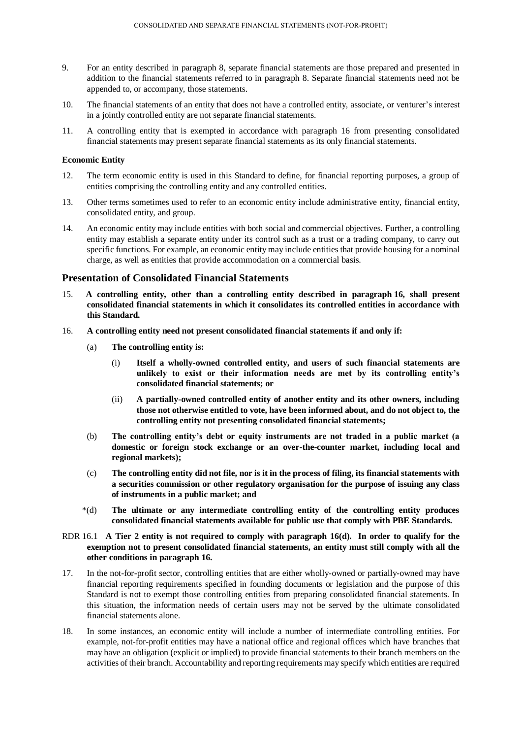9. For an entity described in paragraph 8, separate financial statements are those prepared and presented in addition to the financial statements referred to in paragraph 8. Separate financial statements need not be appended to, or accompany, those statements.

10. The financial statements of an entity that does not have a controlled entity, associate, or venturer's interest in a jointly controlled entity are not separate financial statements.

11. A controlling entity that is exempted in accordance with paragraph 16 from presenting consolidated financial statements may present separate financial statements as its only financial statements.

**Economic Entity**

12. The term economic entity is used in this Standard to define, for financial reporting purposes, a group of entities comprising the controlling entity and any controlled entities.

13. Other terms sometimes used to refer to an economic entity include administrative entity, financial entity, consolidated entity, and group.

14. An economic entity may include entities with both social and commercial objectives. Further, a controlling entity may establish a separate entity under its control such as a trust or a trading company, to carry out specific functions. For example, an economic entity may include entities that provide housing for a nominal charge, as well as entities that provide accommodation on a commercial basis.

## Presentation of Consolidated Financial Statements

15. **A controlling entity, other than a controlling entity described in paragraph 16, shall present consolidated financial statements in which it consolidates its controlled entities in accordance with this Standard.**

16. **A controlling entity need not present consolidated financial statements if and only if:**

    (a) **The controlling entity is:**

    (i) **Itself a wholly-owned controlled entity, and users of such financial statements are unlikely to exist or their information needs are met by its controlling entity's consolidated financial statements; or**

    (ii) **A partially-owned controlled entity of another entity and its other owners, including those not otherwise entitled to vote, have been informed about, and do not object to, the controlling entity not presenting consolidated financial statements;**

    (b) **The controlling entity's debt or equity instruments are not traded in a public market (a domestic or foreign stock exchange or an over-the-counter market, including local and regional markets);**

    (c) **The controlling entity did not file, nor is it in the process of filing, its financial statements with a securities commission or other regulatory organisation for the purpose of issuing any class of instruments in a public market; and**

    *(d) **The ultimate or any intermediate controlling entity of the controlling entity produces consolidated financial statements available for public use that comply with PBE Standards.**

RDR 16.1 **A Tier 2 entity is not required to comply with paragraph 16(d). In order to qualify for the exemption not to present consolidated financial statements, an entity must still comply with all the other conditions in paragraph 16.**

17. In the not-for-profit sector, controlling entities that are either wholly-owned or partially-owned may have financial reporting requirements specified in founding documents or legislation and the purpose of this Standard is not to exempt those controlling entities from preparing consolidated financial statements. In this situation, the information needs of certain users may not be served by the ultimate consolidated financial statements alone.

18. In some instances, an economic entity will include a number of intermediate controlling entities. For example, not-for-profit entities may have a national office and regional offices which have branches that may have an obligation (explicit or implied) to provide financial statements to their branch members on the activities of their branch. Accountability and reporting requirements may specify which entities are required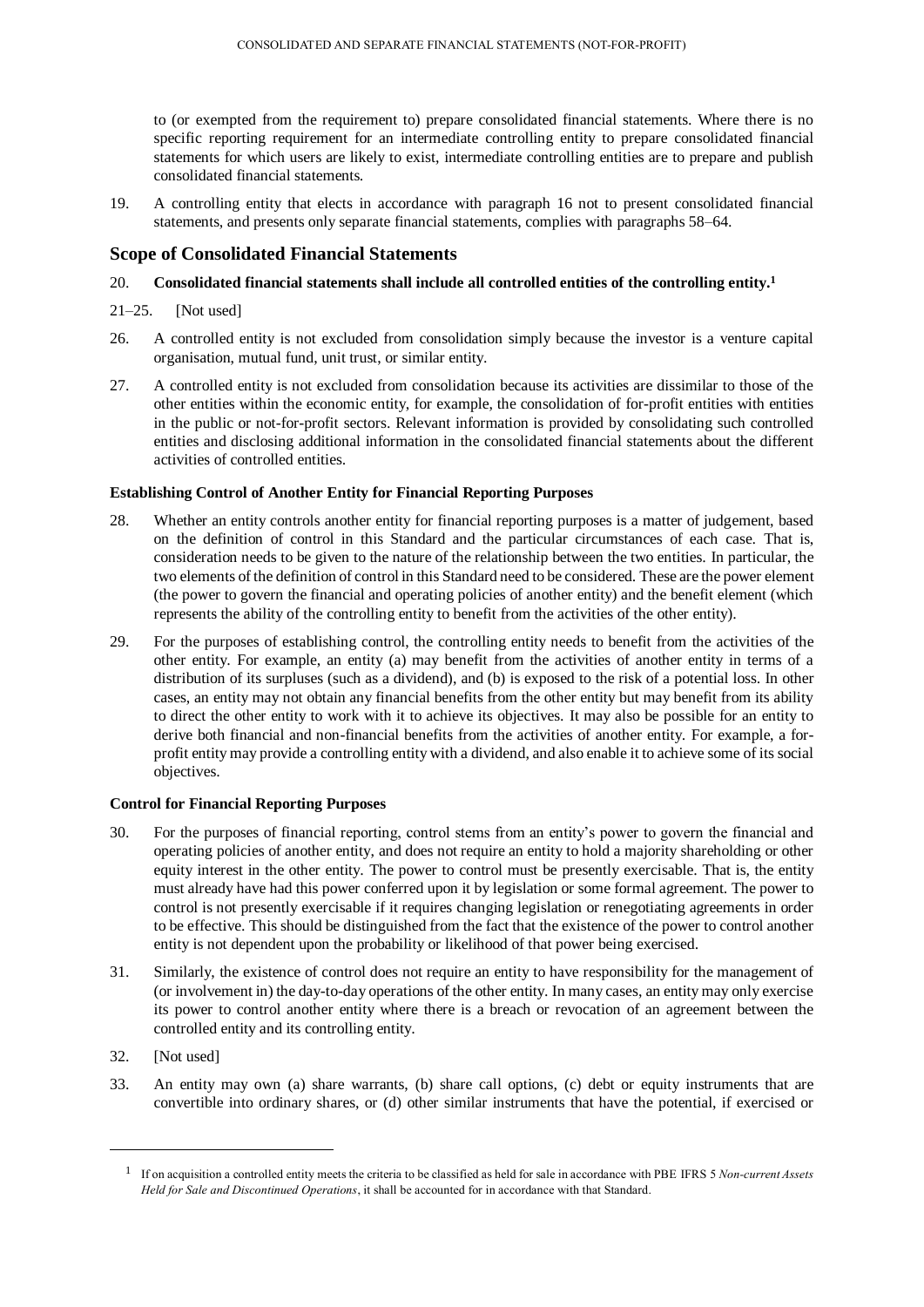to (or exempted from the requirement to) prepare consolidated financial statements. Where there is no specific reporting requirement for an intermediate controlling entity to prepare consolidated financial statements for which users are likely to exist, intermediate controlling entities are to prepare and publish consolidated financial statements.

19. A controlling entity that elects in accordance with paragraph 16 not to present consolidated financial statements, and presents only separate financial statements, complies with paragraphs 58–64.

## Scope of Consolidated Financial Statements

20. **Consolidated financial statements shall include all controlled entities of the controlling entity.**[1]

21–25. [Not used]

26. A controlled entity is not excluded from consolidation simply because the investor is a venture capital organisation, mutual fund, unit trust, or similar entity.

27. A controlled entity is not excluded from consolidation because its activities are dissimilar to those of the other entities within the economic entity, for example, the consolidation of for-profit entities with entities in the public or not-for-profit sectors. Relevant information is provided by consolidating such controlled entities and disclosing additional information in the consolidated financial statements about the different activities of controlled entities.

### Establishing Control of Another Entity for Financial Reporting Purposes

28. Whether an entity controls another entity for financial reporting purposes is a matter of judgement, based on the definition of control in this Standard and the particular circumstances of each case. That is, consideration needs to be given to the nature of the relationship between the two entities. In particular, the two elements of the definition of control in this Standard need to be considered. These are the power element (the power to govern the financial and operating policies of another entity) and the benefit element (which represents the ability of the controlling entity to benefit from the activities of the other entity).

29. For the purposes of establishing control, the controlling entity needs to benefit from the activities of the other entity. For example, an entity (a) may benefit from the activities of another entity in terms of a distribution of its surpluses (such as a dividend), and (b) is exposed to the risk of a potential loss. In other cases, an entity may not obtain any financial benefits from the other entity but may benefit from its ability to direct the other entity to work with it to achieve its objectives. It may also be possible for an entity to derive both financial and non-financial benefits from the activities of another entity. For example, a for-profit entity may provide a controlling entity with a dividend, and also enable it to achieve some of its social objectives.

### Control for Financial Reporting Purposes

30. For the purposes of financial reporting, control stems from an entity's power to govern the financial and operating policies of another entity, and does not require an entity to hold a majority shareholding or other equity interest in the other entity. The power to control must be presently exercisable. That is, the entity must already have had this power conferred upon it by legislation or some formal agreement. The power to control is not presently exercisable if it requires changing legislation or renegotiating agreements in order to be effective. This should be distinguished from the fact that the existence of the power to control another entity is not dependent upon the probability or likelihood of that power being exercised.

31. Similarly, the existence of control does not require an entity to have responsibility for the management of (or involvement in) the day-to-day operations of the other entity. In many cases, an entity may only exercise its power to control another entity where there is a breach or revocation of an agreement between the controlled entity and its controlling entity.

32. [Not used]

33. An entity may own (a) share warrants, (b) share call options, (c) debt or equity instruments that are convertible into ordinary shares, or (d) other similar instruments that have the potential, if exercised or

---

[1] If on acquisition a controlled entity meets the criteria to be classified as held for sale in accordance with PBE IFRS 5 *Non-current Assets Held for Sale and Discontinued Operations*, it shall be accounted for in accordance with that Standard.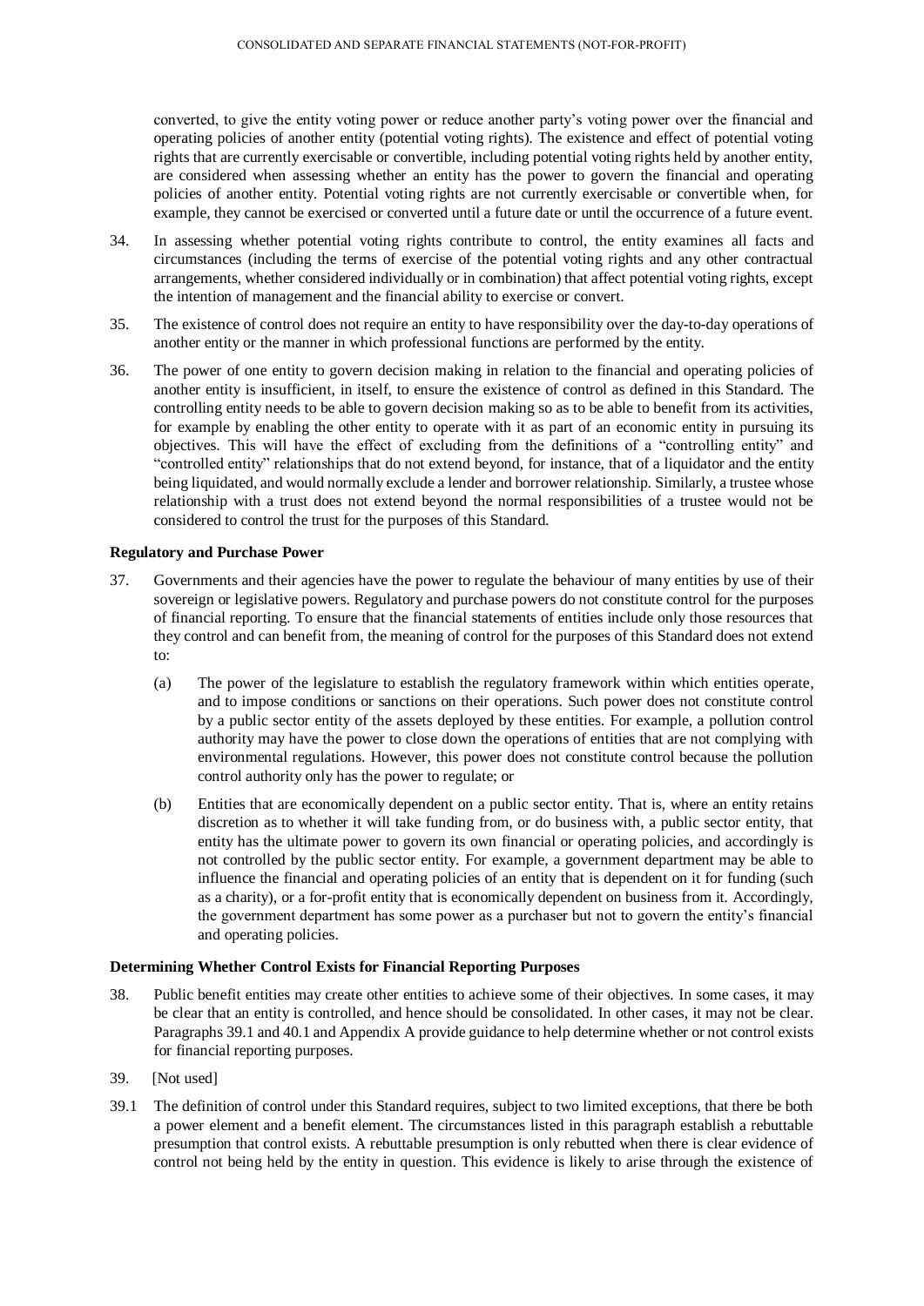converted, to give the entity voting power or reduce another party's voting power over the financial and operating policies of another entity (potential voting rights). The existence and effect of potential voting rights that are currently exercisable or convertible, including potential voting rights held by another entity, are considered when assessing whether an entity has the power to govern the financial and operating policies of another entity. Potential voting rights are not currently exercisable or convertible when, for example, they cannot be exercised or converted until a future date or until the occurrence of a future event.

34. In assessing whether potential voting rights contribute to control, the entity examines all facts and circumstances (including the terms of exercise of the potential voting rights and any other contractual arrangements, whether considered individually or in combination) that affect potential voting rights, except the intention of management and the financial ability to exercise or convert.

35. The existence of control does not require an entity to have responsibility over the day-to-day operations of another entity or the manner in which professional functions are performed by the entity.

36. The power of one entity to govern decision making in relation to the financial and operating policies of another entity is insufficient, in itself, to ensure the existence of control as defined in this Standard. The controlling entity needs to be able to govern decision making so as to be able to benefit from its activities, for example by enabling the other entity to operate with it as part of an economic entity in pursuing its objectives. This will have the effect of excluding from the definitions of a "controlling entity" and "controlled entity" relationships that do not extend beyond, for instance, that of a liquidator and the entity being liquidated, and would normally exclude a lender and borrower relationship. Similarly, a trustee whose relationship with a trust does not extend beyond the normal responsibilities of a trustee would not be considered to control the trust for the purposes of this Standard.

**Regulatory and Purchase Power**

37. Governments and their agencies have the power to regulate the behaviour of many entities by use of their sovereign or legislative powers. Regulatory and purchase powers do not constitute control for the purposes of financial reporting. To ensure that the financial statements of entities include only those resources that they control and can benefit from, the meaning of control for the purposes of this Standard does not extend to:

    (a) The power of the legislature to establish the regulatory framework within which entities operate, and to impose conditions or sanctions on their operations. Such power does not constitute control by a public sector entity of the assets deployed by these entities. For example, a pollution control authority may have the power to close down the operations of entities that are not complying with environmental regulations. However, this power does not constitute control because the pollution control authority only has the power to regulate; or

    (b) Entities that are economically dependent on a public sector entity. That is, where an entity retains discretion as to whether it will take funding from, or do business with, a public sector entity, that entity has the ultimate power to govern its own financial or operating policies, and accordingly is not controlled by the public sector entity. For example, a government department may be able to influence the financial and operating policies of an entity that is dependent on it for funding (such as a charity), or a for-profit entity that is economically dependent on business from it. Accordingly, the government department has some power as a purchaser but not to govern the entity's financial and operating policies.

**Determining Whether Control Exists for Financial Reporting Purposes**

38. Public benefit entities may create other entities to achieve some of their objectives. In some cases, it may be clear that an entity is controlled, and hence should be consolidated. In other cases, it may not be clear. Paragraphs 39.1 and 40.1 and Appendix A provide guidance to help determine whether or not control exists for financial reporting purposes.

39. [Not used]

39.1 The definition of control under this Standard requires, subject to two limited exceptions, that there be both a power element and a benefit element. The circumstances listed in this paragraph establish a rebuttable presumption that control exists. A rebuttable presumption is only rebutted when there is clear evidence of control not being held by the entity in question. This evidence is likely to arise through the existence of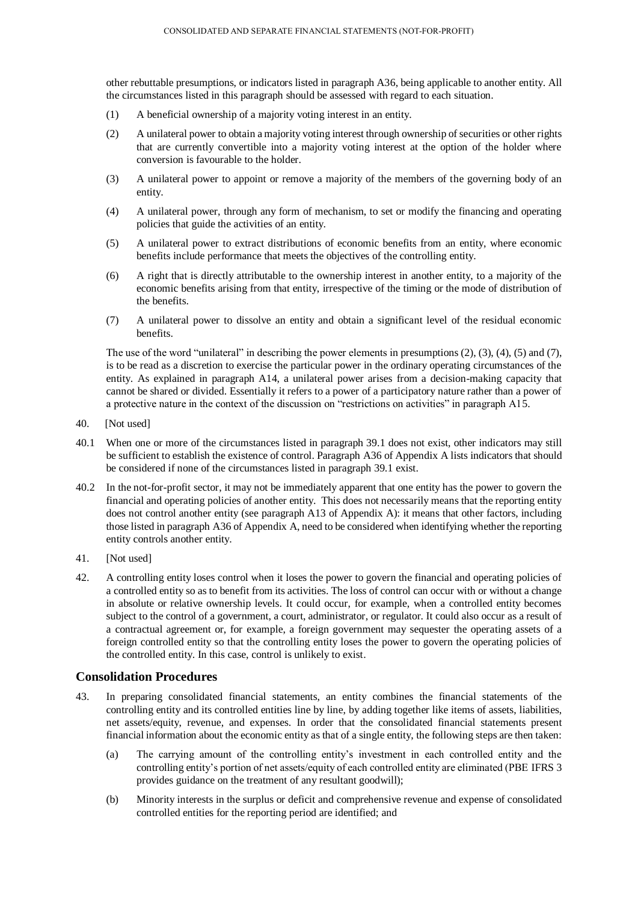other rebuttable presumptions, or indicators listed in paragraph A36, being applicable to another entity. All the circumstances listed in this paragraph should be assessed with regard to each situation.

(1) A beneficial ownership of a majority voting interest in an entity.

(2) A unilateral power to obtain a majority voting interest through ownership of securities or other rights that are currently convertible into a majority voting interest at the option of the holder where conversion is favourable to the holder.

(3) A unilateral power to appoint or remove a majority of the members of the governing body of an entity.

(4) A unilateral power, through any form of mechanism, to set or modify the financing and operating policies that guide the activities of an entity.

(5) A unilateral power to extract distributions of economic benefits from an entity, where economic benefits include performance that meets the objectives of the controlling entity.

(6) A right that is directly attributable to the ownership interest in another entity, to a majority of the economic benefits arising from that entity, irrespective of the timing or the mode of distribution of the benefits.

(7) A unilateral power to dissolve an entity and obtain a significant level of the residual economic benefits.

The use of the word "unilateral" in describing the power elements in presumptions (2), (3), (4), (5) and (7), is to be read as a discretion to exercise the particular power in the ordinary operating circumstances of the entity. As explained in paragraph A14, a unilateral power arises from a decision-making capacity that cannot be shared or divided. Essentially it refers to a power of a participatory nature rather than a power of a protective nature in the context of the discussion on "restrictions on activities" in paragraph A15.

40. [Not used]

40.1 When one or more of the circumstances listed in paragraph 39.1 does not exist, other indicators may still be sufficient to establish the existence of control. Paragraph A36 of Appendix A lists indicators that should be considered if none of the circumstances listed in paragraph 39.1 exist.

40.2 In the not-for-profit sector, it may not be immediately apparent that one entity has the power to govern the financial and operating policies of another entity. This does not necessarily means that the reporting entity does not control another entity (see paragraph A13 of Appendix A): it means that other factors, including those listed in paragraph A36 of Appendix A, need to be considered when identifying whether the reporting entity controls another entity.

41. [Not used]

42. A controlling entity loses control when it loses the power to govern the financial and operating policies of a controlled entity so as to benefit from its activities. The loss of control can occur with or without a change in absolute or relative ownership levels. It could occur, for example, when a controlled entity becomes subject to the control of a government, a court, administrator, or regulator. It could also occur as a result of a contractual agreement or, for example, a foreign government may sequester the operating assets of a foreign controlled entity so that the controlling entity loses the power to govern the operating policies of the controlled entity. In this case, control is unlikely to exist.

## Consolidation Procedures

43. In preparing consolidated financial statements, an entity combines the financial statements of the controlling entity and its controlled entities line by line, by adding together like items of assets, liabilities, net assets/equity, revenue, and expenses. In order that the consolidated financial statements present financial information about the economic entity as that of a single entity, the following steps are then taken:

(a) The carrying amount of the controlling entity's investment in each controlled entity and the controlling entity's portion of net assets/equity of each controlled entity are eliminated (PBE IFRS 3 provides guidance on the treatment of any resultant goodwill);

(b) Minority interests in the surplus or deficit and comprehensive revenue and expense of consolidated controlled entities for the reporting period are identified; and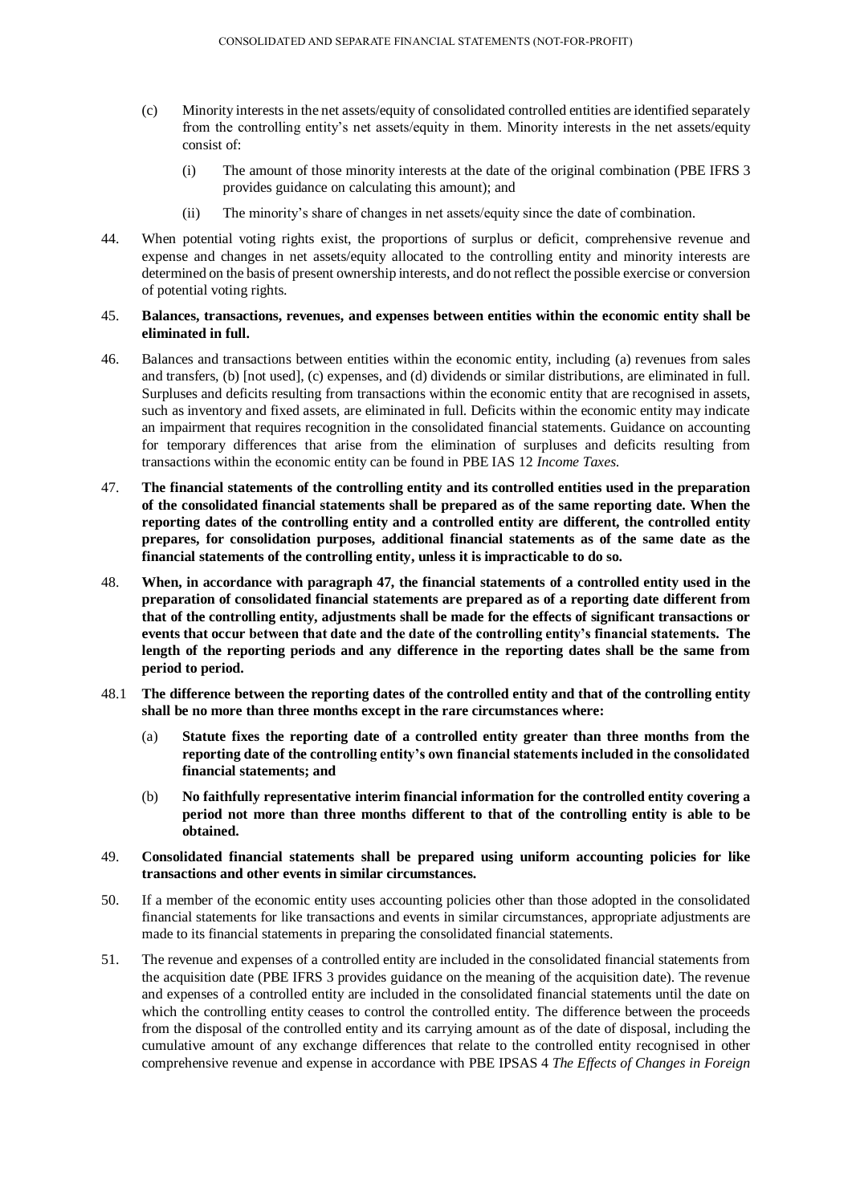(c) Minority interests in the net assets/equity of consolidated controlled entities are identified separately from the controlling entity's net assets/equity in them. Minority interests in the net assets/equity consist of:

   (i) The amount of those minority interests at the date of the original combination (PBE IFRS 3 provides guidance on calculating this amount); and

   (ii) The minority's share of changes in net assets/equity since the date of combination.

44. When potential voting rights exist, the proportions of surplus or deficit, comprehensive revenue and expense and changes in net assets/equity allocated to the controlling entity and minority interests are determined on the basis of present ownership interests, and do not reflect the possible exercise or conversion of potential voting rights.

45. **Balances, transactions, revenues, and expenses between entities within the economic entity shall be eliminated in full.**

46. Balances and transactions between entities within the economic entity, including (a) revenues from sales and transfers, (b) [not used], (c) expenses, and (d) dividends or similar distributions, are eliminated in full. Surpluses and deficits resulting from transactions within the economic entity that are recognised in assets, such as inventory and fixed assets, are eliminated in full. Deficits within the economic entity may indicate an impairment that requires recognition in the consolidated financial statements. Guidance on accounting for temporary differences that arise from the elimination of surpluses and deficits resulting from transactions within the economic entity can be found in PBE IAS 12 *Income Taxes*.

47. **The financial statements of the controlling entity and its controlled entities used in the preparation of the consolidated financial statements shall be prepared as of the same reporting date. When the reporting dates of the controlling entity and a controlled entity are different, the controlled entity prepares, for consolidation purposes, additional financial statements as of the same date as the financial statements of the controlling entity, unless it is impracticable to do so.**

48. **When, in accordance with paragraph 47, the financial statements of a controlled entity used in the preparation of consolidated financial statements are prepared as of a reporting date different from that of the controlling entity, adjustments shall be made for the effects of significant transactions or events that occur between that date and the date of the controlling entity's financial statements. The length of the reporting periods and any difference in the reporting dates shall be the same from period to period.**

48.1 **The difference between the reporting dates of the controlled entity and that of the controlling entity shall be no more than three months except in the rare circumstances where:**

   (a) **Statute fixes the reporting date of a controlled entity greater than three months from the reporting date of the controlling entity's own financial statements included in the consolidated financial statements; and**

   (b) **No faithfully representative interim financial information for the controlled entity covering a period not more than three months different to that of the controlling entity is able to be obtained.**

49. **Consolidated financial statements shall be prepared using uniform accounting policies for like transactions and other events in similar circumstances.**

50. If a member of the economic entity uses accounting policies other than those adopted in the consolidated financial statements for like transactions and events in similar circumstances, appropriate adjustments are made to its financial statements in preparing the consolidated financial statements.

51. The revenue and expenses of a controlled entity are included in the consolidated financial statements from the acquisition date (PBE IFRS 3 provides guidance on the meaning of the acquisition date). The revenue and expenses of a controlled entity are included in the consolidated financial statements until the date on which the controlling entity ceases to control the controlled entity. The difference between the proceeds from the disposal of the controlled entity and its carrying amount as of the date of disposal, including the cumulative amount of any exchange differences that relate to the controlled entity recognised in other comprehensive revenue and expense in accordance with PBE IPSAS 4 *The Effects of Changes in Foreign*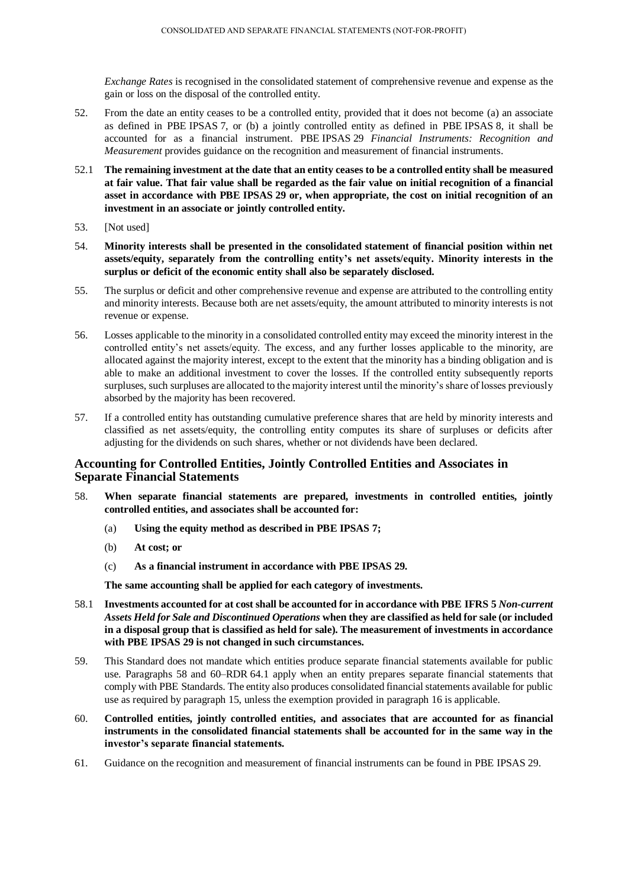*Exchange Rates* is recognised in the consolidated statement of comprehensive revenue and expense as the gain or loss on the disposal of the controlled entity.

52. From the date an entity ceases to be a controlled entity, provided that it does not become (a) an associate as defined in PBE IPSAS 7, or (b) a jointly controlled entity as defined in PBE IPSAS 8, it shall be accounted for as a financial instrument. PBE IPSAS 29 *Financial Instruments: Recognition and Measurement* provides guidance on the recognition and measurement of financial instruments.

52.1 **The remaining investment at the date that an entity ceases to be a controlled entity shall be measured at fair value. That fair value shall be regarded as the fair value on initial recognition of a financial asset in accordance with PBE IPSAS 29 or, when appropriate, the cost on initial recognition of an investment in an associate or jointly controlled entity.**

53. [Not used]

54. **Minority interests shall be presented in the consolidated statement of financial position within net assets/equity, separately from the controlling entity's net assets/equity. Minority interests in the surplus or deficit of the economic entity shall also be separately disclosed.**

55. The surplus or deficit and other comprehensive revenue and expense are attributed to the controlling entity and minority interests. Because both are net assets/equity, the amount attributed to minority interests is not revenue or expense.

56. Losses applicable to the minority in a consolidated controlled entity may exceed the minority interest in the controlled entity's net assets/equity. The excess, and any further losses applicable to the minority, are allocated against the majority interest, except to the extent that the minority has a binding obligation and is able to make an additional investment to cover the losses. If the controlled entity subsequently reports surpluses, such surpluses are allocated to the majority interest until the minority's share of losses previously absorbed by the majority has been recovered.

57. If a controlled entity has outstanding cumulative preference shares that are held by minority interests and classified as net assets/equity, the controlling entity computes its share of surpluses or deficits after adjusting for the dividends on such shares, whether or not dividends have been declared.

## Accounting for Controlled Entities, Jointly Controlled Entities and Associates in Separate Financial Statements

58. **When separate financial statements are prepared, investments in controlled entities, jointly controlled entities, and associates shall be accounted for:**

    (a) **Using the equity method as described in PBE IPSAS 7;**

    (b) **At cost; or**

    (c) **As a financial instrument in accordance with PBE IPSAS 29.**

    **The same accounting shall be applied for each category of investments.**

58.1 **Investments accounted for at cost shall be accounted for in accordance with PBE IFRS 5 *Non-current Assets Held for Sale and Discontinued Operations* when they are classified as held for sale (or included in a disposal group that is classified as held for sale). The measurement of investments in accordance with PBE IPSAS 29 is not changed in such circumstances.**

59. This Standard does not mandate which entities produce separate financial statements available for public use. Paragraphs 58 and 60–RDR 64.1 apply when an entity prepares separate financial statements that comply with PBE Standards. The entity also produces consolidated financial statements available for public use as required by paragraph 15, unless the exemption provided in paragraph 16 is applicable.

60. **Controlled entities, jointly controlled entities, and associates that are accounted for as financial instruments in the consolidated financial statements shall be accounted for in the same way in the investor's separate financial statements.**

61. Guidance on the recognition and measurement of financial instruments can be found in PBE IPSAS 29.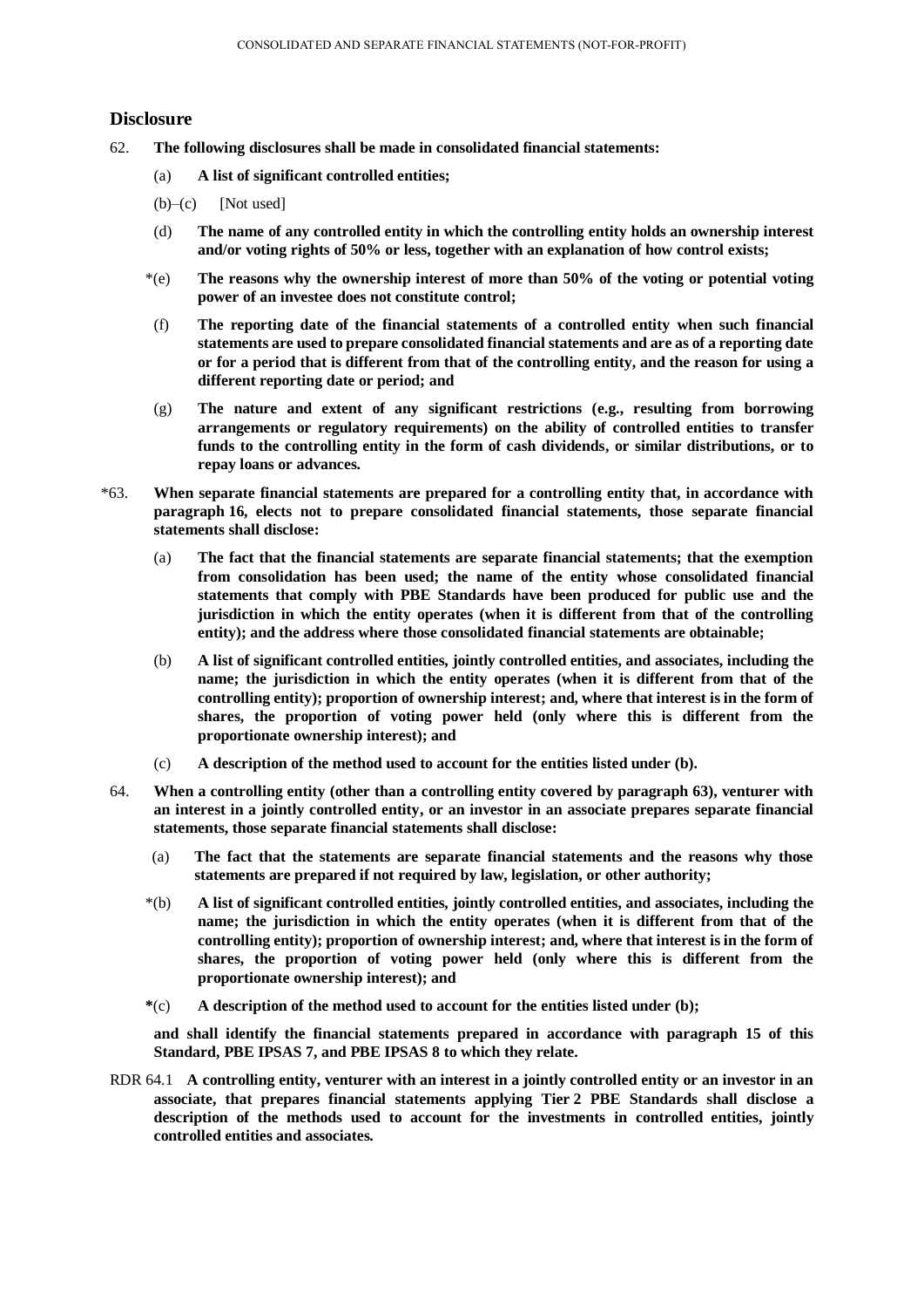## Disclosure

62. **The following disclosures shall be made in consolidated financial statements:**

    (a) **A list of significant controlled entities;**

    (b)–(c) [Not used]

    (d) **The name of any controlled entity in which the controlling entity holds an ownership interest and/or voting rights of 50% or less, together with an explanation of how control exists;**

    *(e) **The reasons why the ownership interest of more than 50% of the voting or potential voting power of an investee does not constitute control;**

    (f) **The reporting date of the financial statements of a controlled entity when such financial statements are used to prepare consolidated financial statements and are as of a reporting date or for a period that is different from that of the controlling entity, and the reason for using a different reporting date or period; and**

    (g) **The nature and extent of any significant restrictions (e.g., resulting from borrowing arrangements or regulatory requirements) on the ability of controlled entities to transfer funds to the controlling entity in the form of cash dividends, or similar distributions, or to repay loans or advances.**

*63. **When separate financial statements are prepared for a controlling entity that, in accordance with paragraph 16, elects not to prepare consolidated financial statements, those separate financial statements shall disclose:**

    (a) **The fact that the financial statements are separate financial statements; that the exemption from consolidation has been used; the name of the entity whose consolidated financial statements that comply with PBE Standards have been produced for public use and the jurisdiction in which the entity operates (when it is different from that of the controlling entity); and the address where those consolidated financial statements are obtainable;**

    (b) **A list of significant controlled entities, jointly controlled entities, and associates, including the name; the jurisdiction in which the entity operates (when it is different from that of the controlling entity); proportion of ownership interest; and, where that interest is in the form of shares, the proportion of voting power held (only where this is different from the proportionate ownership interest); and**

    (c) **A description of the method used to account for the entities listed under (b).**

64. **When a controlling entity (other than a controlling entity covered by paragraph 63), venturer with an interest in a jointly controlled entity, or an investor in an associate prepares separate financial statements, those separate financial statements shall disclose:**

    (a) **The fact that the statements are separate financial statements and the reasons why those statements are prepared if not required by law, legislation, or other authority;**

    *(b) **A list of significant controlled entities, jointly controlled entities, and associates, including the name; the jurisdiction in which the entity operates (when it is different from that of the controlling entity); proportion of ownership interest; and, where that interest is in the form of shares, the proportion of voting power held (only where this is different from the proportionate ownership interest); and**

    *(c) **A description of the method used to account for the entities listed under (b);**

    **and shall identify the financial statements prepared in accordance with paragraph 15 of this Standard, PBE IPSAS 7, and PBE IPSAS 8 to which they relate.**

RDR 64.1 **A controlling entity, venturer with an interest in a jointly controlled entity or an investor in an associate, that prepares financial statements applying Tier 2 PBE Standards shall disclose a description of the methods used to account for the investments in controlled entities, jointly controlled entities and associates.**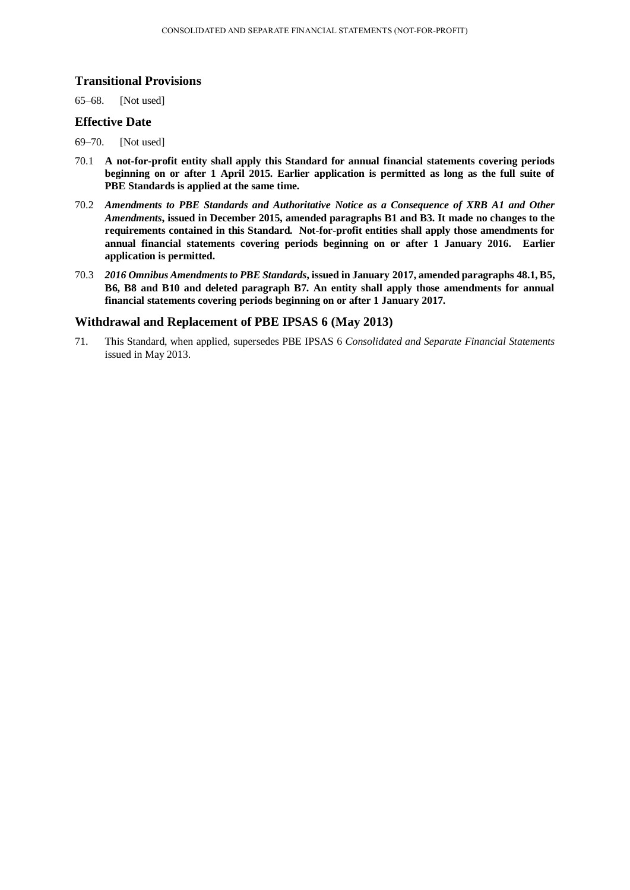## Transitional Provisions

65–68. [Not used]

## Effective Date

69–70. [Not used]

70.1 **A not-for-profit entity shall apply this Standard for annual financial statements covering periods beginning on or after 1 April 2015. Earlier application is permitted as long as the full suite of PBE Standards is applied at the same time.**

70.2 ***Amendments to PBE Standards and Authoritative Notice as a Consequence of XRB A1 and Other Amendments*, issued in December 2015, amended paragraphs B1 and B3. It made no changes to the requirements contained in this Standard. Not-for-profit entities shall apply those amendments for annual financial statements covering periods beginning on or after 1 January 2016. Earlier application is permitted.**

70.3 ***2016 Omnibus Amendments to PBE Standards*, issued in January 2017, amended paragraphs 48.1, B5, B6, B8 and B10 and deleted paragraph B7. An entity shall apply those amendments for annual financial statements covering periods beginning on or after 1 January 2017.**

## Withdrawal and Replacement of PBE IPSAS 6 (May 2013)

71. This Standard, when applied, supersedes PBE IPSAS 6 *Consolidated and Separate Financial Statements* issued in May 2013.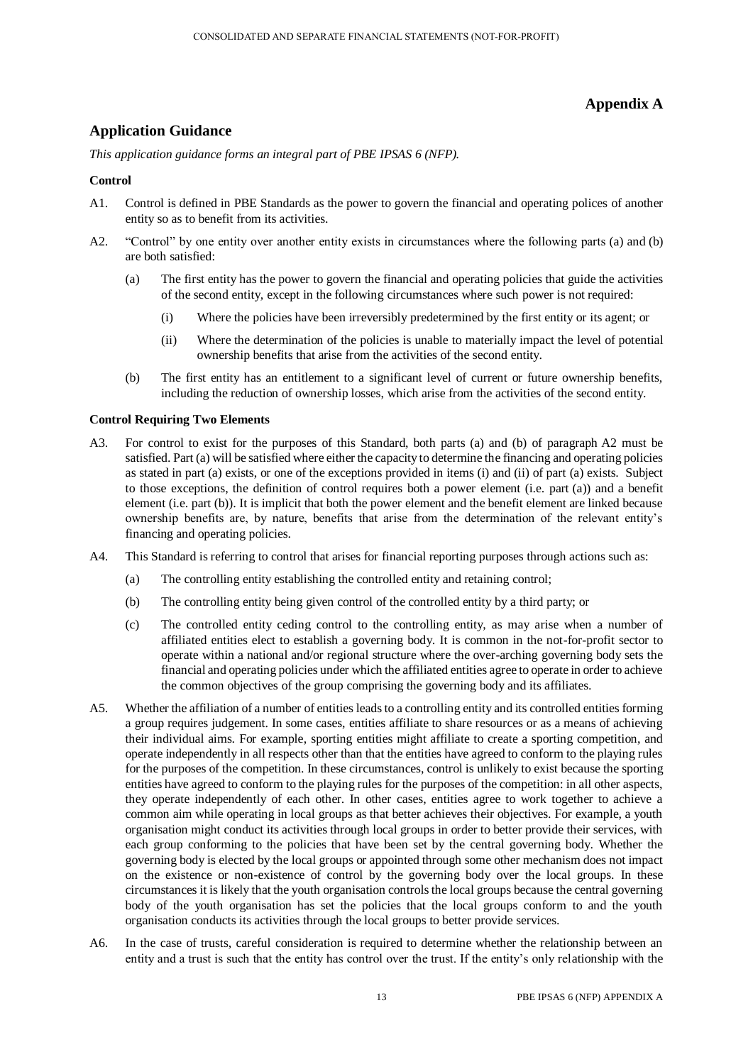# Appendix A

## Application Guidance

*This application guidance forms an integral part of PBE IPSAS 6 (NFP).*

**Control**

A1. Control is defined in PBE Standards as the power to govern the financial and operating polices of another entity so as to benefit from its activities.

A2. "Control" by one entity over another entity exists in circumstances where the following parts (a) and (b) are both satisfied:

(a) The first entity has the power to govern the financial and operating policies that guide the activities of the second entity, except in the following circumstances where such power is not required:

(i) Where the policies have been irreversibly predetermined by the first entity or its agent; or

(ii) Where the determination of the policies is unable to materially impact the level of potential ownership benefits that arise from the activities of the second entity.

(b) The first entity has an entitlement to a significant level of current or future ownership benefits, including the reduction of ownership losses, which arise from the activities of the second entity.

**Control Requiring Two Elements**

A3. For control to exist for the purposes of this Standard, both parts (a) and (b) of paragraph A2 must be satisfied. Part (a) will be satisfied where either the capacity to determine the financing and operating policies as stated in part (a) exists, or one of the exceptions provided in items (i) and (ii) of part (a) exists. Subject to those exceptions, the definition of control requires both a power element (i.e. part (a)) and a benefit element (i.e. part (b)). It is implicit that both the power element and the benefit element are linked because ownership benefits are, by nature, benefits that arise from the determination of the relevant entity's financing and operating policies.

A4. This Standard is referring to control that arises for financial reporting purposes through actions such as:

(a) The controlling entity establishing the controlled entity and retaining control;

(b) The controlling entity being given control of the controlled entity by a third party; or

(c) The controlled entity ceding control to the controlling entity, as may arise when a number of affiliated entities elect to establish a governing body. It is common in the not-for-profit sector to operate within a national and/or regional structure where the over-arching governing body sets the financial and operating policies under which the affiliated entities agree to operate in order to achieve the common objectives of the group comprising the governing body and its affiliates.

A5. Whether the affiliation of a number of entities leads to a controlling entity and its controlled entities forming a group requires judgement. In some cases, entities affiliate to share resources or as a means of achieving their individual aims. For example, sporting entities might affiliate to create a sporting competition, and operate independently in all respects other than that the entities have agreed to conform to the playing rules for the purposes of the competition. In these circumstances, control is unlikely to exist because the sporting entities have agreed to conform to the playing rules for the purposes of the competition: in all other aspects, they operate independently of each other. In other cases, entities agree to work together to achieve a common aim while operating in local groups as that better achieves their objectives. For example, a youth organisation might conduct its activities through local groups in order to better provide their services, with each group conforming to the policies that have been set by the central governing body. Whether the governing body is elected by the local groups or appointed through some other mechanism does not impact on the existence or non-existence of control by the governing body over the local groups. In these circumstances it is likely that the youth organisation controls the local groups because the central governing body of the youth organisation has set the policies that the local groups conform to and the youth organisation conducts its activities through the local groups to better provide services.

A6. In the case of trusts, careful consideration is required to determine whether the relationship between an entity and a trust is such that the entity has control over the trust. If the entity's only relationship with the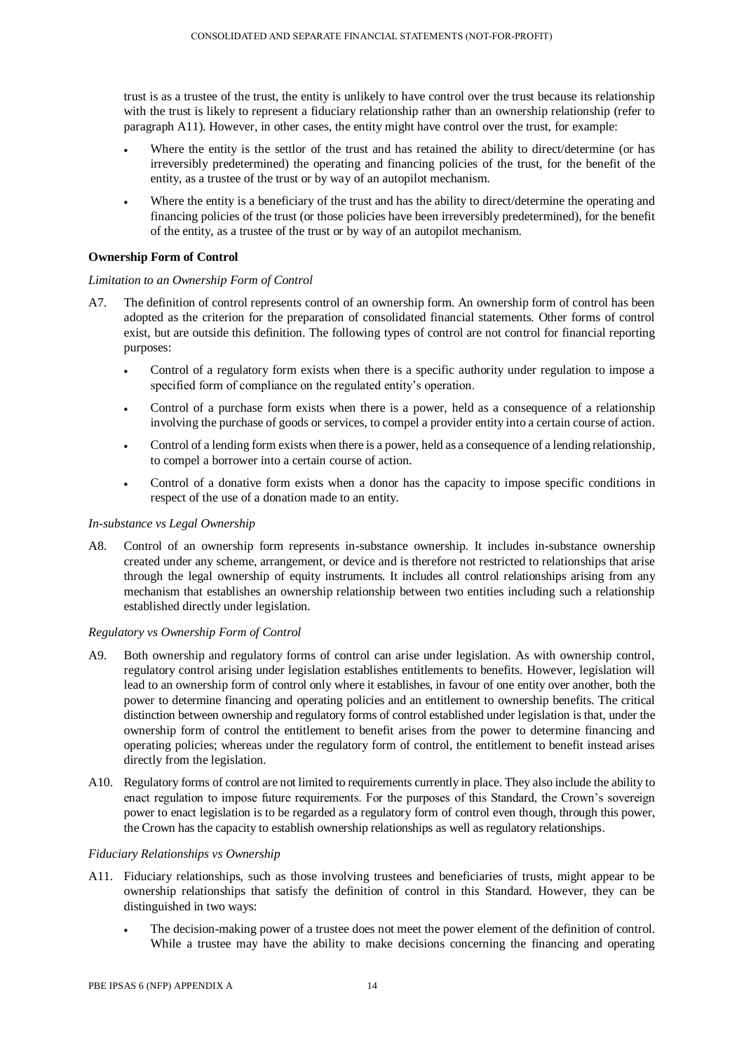trust is as a trustee of the trust, the entity is unlikely to have control over the trust because its relationship with the trust is likely to represent a fiduciary relationship rather than an ownership relationship (refer to paragraph A11). However, in other cases, the entity might have control over the trust, for example:

- Where the entity is the settlor of the trust and has retained the ability to direct/determine (or has irreversibly predetermined) the operating and financing policies of the trust, for the benefit of the entity, as a trustee of the trust or by way of an autopilot mechanism.
- Where the entity is a beneficiary of the trust and has the ability to direct/determine the operating and financing policies of the trust (or those policies have been irreversibly predetermined), for the benefit of the entity, as a trustee of the trust or by way of an autopilot mechanism.

**Ownership Form of Control**

*Limitation to an Ownership Form of Control*

A7. The definition of control represents control of an ownership form. An ownership form of control has been adopted as the criterion for the preparation of consolidated financial statements. Other forms of control exist, but are outside this definition. The following types of control are not control for financial reporting purposes:

- Control of a regulatory form exists when there is a specific authority under regulation to impose a specified form of compliance on the regulated entity's operation.
- Control of a purchase form exists when there is a power, held as a consequence of a relationship involving the purchase of goods or services, to compel a provider entity into a certain course of action.
- Control of a lending form exists when there is a power, held as a consequence of a lending relationship, to compel a borrower into a certain course of action.
- Control of a donative form exists when a donor has the capacity to impose specific conditions in respect of the use of a donation made to an entity.

*In-substance vs Legal Ownership*

A8. Control of an ownership form represents in-substance ownership. It includes in-substance ownership created under any scheme, arrangement, or device and is therefore not restricted to relationships that arise through the legal ownership of equity instruments. It includes all control relationships arising from any mechanism that establishes an ownership relationship between two entities including such a relationship established directly under legislation.

*Regulatory vs Ownership Form of Control*

A9. Both ownership and regulatory forms of control can arise under legislation. As with ownership control, regulatory control arising under legislation establishes entitlements to benefits. However, legislation will lead to an ownership form of control only where it establishes, in favour of one entity over another, both the power to determine financing and operating policies and an entitlement to ownership benefits. The critical distinction between ownership and regulatory forms of control established under legislation is that, under the ownership form of control the entitlement to benefit arises from the power to determine financing and operating policies; whereas under the regulatory form of control, the entitlement to benefit instead arises directly from the legislation.

A10. Regulatory forms of control are not limited to requirements currently in place. They also include the ability to enact regulation to impose future requirements. For the purposes of this Standard, the Crown's sovereign power to enact legislation is to be regarded as a regulatory form of control even though, through this power, the Crown has the capacity to establish ownership relationships as well as regulatory relationships.

*Fiduciary Relationships vs Ownership*

A11. Fiduciary relationships, such as those involving trustees and beneficiaries of trusts, might appear to be ownership relationships that satisfy the definition of control in this Standard. However, they can be distinguished in two ways:

- The decision-making power of a trustee does not meet the power element of the definition of control. While a trustee may have the ability to make decisions concerning the financing and operating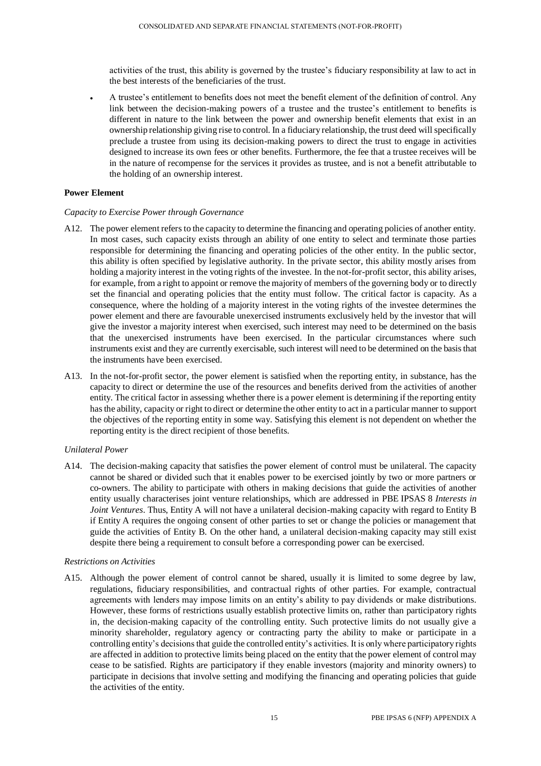activities of the trust, this ability is governed by the trustee's fiduciary responsibility at law to act in the best interests of the beneficiaries of the trust.

- A trustee's entitlement to benefits does not meet the benefit element of the definition of control. Any link between the decision-making powers of a trustee and the trustee's entitlement to benefits is different in nature to the link between the power and ownership benefit elements that exist in an ownership relationship giving rise to control. In a fiduciary relationship, the trust deed will specifically preclude a trustee from using its decision-making powers to direct the trust to engage in activities designed to increase its own fees or other benefits. Furthermore, the fee that a trustee receives will be in the nature of recompense for the services it provides as trustee, and is not a benefit attributable to the holding of an ownership interest.

**Power Element**

*Capacity to Exercise Power through Governance*

A12. The power element refers to the capacity to determine the financing and operating policies of another entity. In most cases, such capacity exists through an ability of one entity to select and terminate those parties responsible for determining the financing and operating policies of the other entity. In the public sector, this ability is often specified by legislative authority. In the private sector, this ability mostly arises from holding a majority interest in the voting rights of the investee. In the not-for-profit sector, this ability arises, for example, from a right to appoint or remove the majority of members of the governing body or to directly set the financial and operating policies that the entity must follow. The critical factor is capacity. As a consequence, where the holding of a majority interest in the voting rights of the investee determines the power element and there are favourable unexercised instruments exclusively held by the investor that will give the investor a majority interest when exercised, such interest may need to be determined on the basis that the unexercised instruments have been exercised. In the particular circumstances where such instruments exist and they are currently exercisable, such interest will need to be determined on the basis that the instruments have been exercised.

A13. In the not-for-profit sector, the power element is satisfied when the reporting entity, in substance, has the capacity to direct or determine the use of the resources and benefits derived from the activities of another entity. The critical factor in assessing whether there is a power element is determining if the reporting entity has the ability, capacity or right to direct or determine the other entity to act in a particular manner to support the objectives of the reporting entity in some way. Satisfying this element is not dependent on whether the reporting entity is the direct recipient of those benefits.

*Unilateral Power*

A14. The decision-making capacity that satisfies the power element of control must be unilateral. The capacity cannot be shared or divided such that it enables power to be exercised jointly by two or more partners or co-owners. The ability to participate with others in making decisions that guide the activities of another entity usually characterises joint venture relationships, which are addressed in PBE IPSAS 8 *Interests in Joint Ventures*. Thus, Entity A will not have a unilateral decision-making capacity with regard to Entity B if Entity A requires the ongoing consent of other parties to set or change the policies or management that guide the activities of Entity B. On the other hand, a unilateral decision-making capacity may still exist despite there being a requirement to consult before a corresponding power can be exercised.

*Restrictions on Activities*

A15. Although the power element of control cannot be shared, usually it is limited to some degree by law, regulations, fiduciary responsibilities, and contractual rights of other parties. For example, contractual agreements with lenders may impose limits on an entity's ability to pay dividends or make distributions. However, these forms of restrictions usually establish protective limits on, rather than participatory rights in, the decision-making capacity of the controlling entity. Such protective limits do not usually give a minority shareholder, regulatory agency or contracting party the ability to make or participate in a controlling entity's decisions that guide the controlled entity's activities. It is only where participatory rights are affected in addition to protective limits being placed on the entity that the power element of control may cease to be satisfied. Rights are participatory if they enable investors (majority and minority owners) to participate in decisions that involve setting and modifying the financing and operating policies that guide the activities of the entity.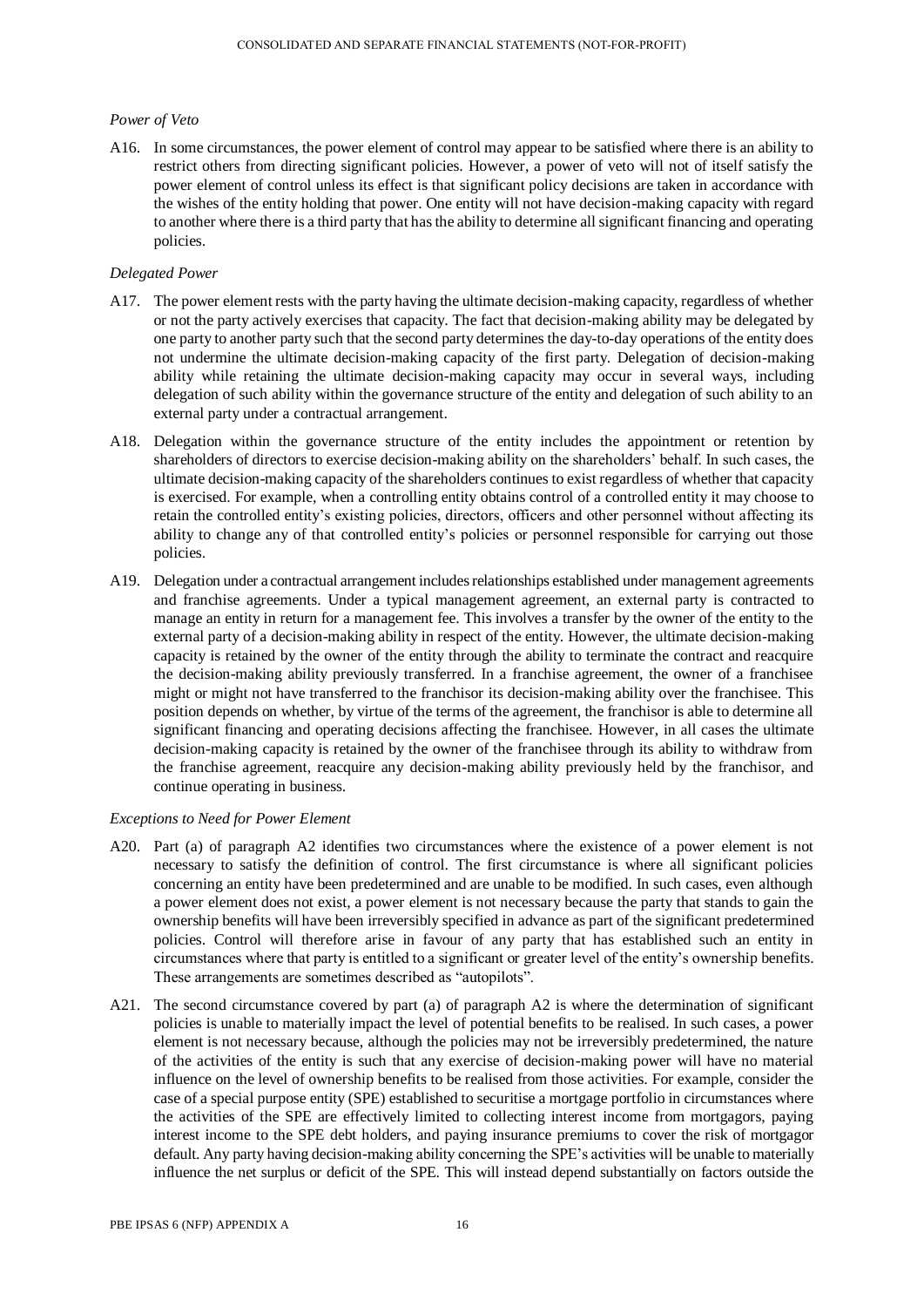*Power of Veto*

A16. In some circumstances, the power element of control may appear to be satisfied where there is an ability to restrict others from directing significant policies. However, a power of veto will not of itself satisfy the power element of control unless its effect is that significant policy decisions are taken in accordance with the wishes of the entity holding that power. One entity will not have decision-making capacity with regard to another where there is a third party that has the ability to determine all significant financing and operating policies.

*Delegated Power*

A17. The power element rests with the party having the ultimate decision-making capacity, regardless of whether or not the party actively exercises that capacity. The fact that decision-making ability may be delegated by one party to another party such that the second party determines the day-to-day operations of the entity does not undermine the ultimate decision-making capacity of the first party. Delegation of decision-making ability while retaining the ultimate decision-making capacity may occur in several ways, including delegation of such ability within the governance structure of the entity and delegation of such ability to an external party under a contractual arrangement.

A18. Delegation within the governance structure of the entity includes the appointment or retention by shareholders of directors to exercise decision-making ability on the shareholders' behalf. In such cases, the ultimate decision-making capacity of the shareholders continues to exist regardless of whether that capacity is exercised. For example, when a controlling entity obtains control of a controlled entity it may choose to retain the controlled entity's existing policies, directors, officers and other personnel without affecting its ability to change any of that controlled entity's policies or personnel responsible for carrying out those policies.

A19. Delegation under a contractual arrangement includes relationships established under management agreements and franchise agreements. Under a typical management agreement, an external party is contracted to manage an entity in return for a management fee. This involves a transfer by the owner of the entity to the external party of a decision-making ability in respect of the entity. However, the ultimate decision-making capacity is retained by the owner of the entity through the ability to terminate the contract and reacquire the decision-making ability previously transferred. In a franchise agreement, the owner of a franchisee might or might not have transferred to the franchisor its decision-making ability over the franchisee. This position depends on whether, by virtue of the terms of the agreement, the franchisor is able to determine all significant financing and operating decisions affecting the franchisee. However, in all cases the ultimate decision-making capacity is retained by the owner of the franchisee through its ability to withdraw from the franchise agreement, reacquire any decision-making ability previously held by the franchisor, and continue operating in business.

*Exceptions to Need for Power Element*

A20. Part (a) of paragraph A2 identifies two circumstances where the existence of a power element is not necessary to satisfy the definition of control. The first circumstance is where all significant policies concerning an entity have been predetermined and are unable to be modified. In such cases, even although a power element does not exist, a power element is not necessary because the party that stands to gain the ownership benefits will have been irreversibly specified in advance as part of the significant predetermined policies. Control will therefore arise in favour of any party that has established such an entity in circumstances where that party is entitled to a significant or greater level of the entity's ownership benefits. These arrangements are sometimes described as "autopilots".

A21. The second circumstance covered by part (a) of paragraph A2 is where the determination of significant policies is unable to materially impact the level of potential benefits to be realised. In such cases, a power element is not necessary because, although the policies may not be irreversibly predetermined, the nature of the activities of the entity is such that any exercise of decision-making power will have no material influence on the level of ownership benefits to be realised from those activities. For example, consider the case of a special purpose entity (SPE) established to securitise a mortgage portfolio in circumstances where the activities of the SPE are effectively limited to collecting interest income from mortgagors, paying interest income to the SPE debt holders, and paying insurance premiums to cover the risk of mortgagor default. Any party having decision-making ability concerning the SPE's activities will be unable to materially influence the net surplus or deficit of the SPE. This will instead depend substantially on factors outside the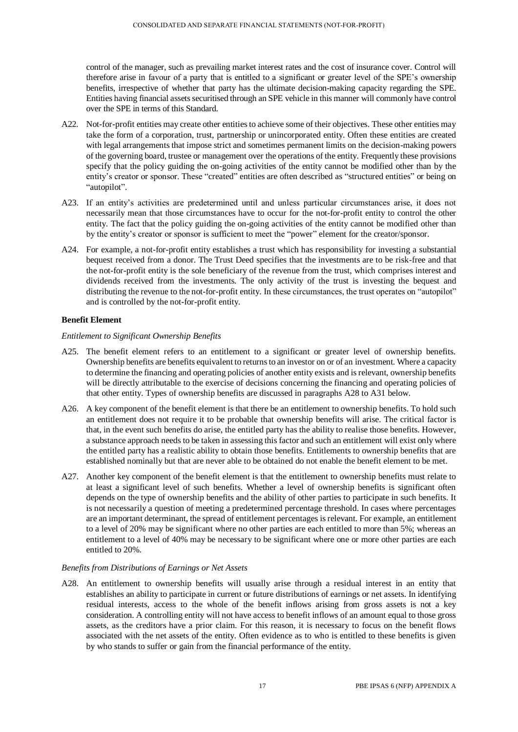control of the manager, such as prevailing market interest rates and the cost of insurance cover. Control will therefore arise in favour of a party that is entitled to a significant or greater level of the SPE's ownership benefits, irrespective of whether that party has the ultimate decision-making capacity regarding the SPE. Entities having financial assets securitised through an SPE vehicle in this manner will commonly have control over the SPE in terms of this Standard.

A22. Not-for-profit entities may create other entities to achieve some of their objectives. These other entities may take the form of a corporation, trust, partnership or unincorporated entity. Often these entities are created with legal arrangements that impose strict and sometimes permanent limits on the decision-making powers of the governing board, trustee or management over the operations of the entity. Frequently these provisions specify that the policy guiding the on-going activities of the entity cannot be modified other than by the entity's creator or sponsor. These "created" entities are often described as "structured entities" or being on "autopilot".

A23. If an entity's activities are predetermined until and unless particular circumstances arise, it does not necessarily mean that those circumstances have to occur for the not-for-profit entity to control the other entity. The fact that the policy guiding the on-going activities of the entity cannot be modified other than by the entity's creator or sponsor is sufficient to meet the "power" element for the creator/sponsor.

A24. For example, a not-for-profit entity establishes a trust which has responsibility for investing a substantial bequest received from a donor. The Trust Deed specifies that the investments are to be risk-free and that the not-for-profit entity is the sole beneficiary of the revenue from the trust, which comprises interest and dividends received from the investments. The only activity of the trust is investing the bequest and distributing the revenue to the not-for-profit entity. In these circumstances, the trust operates on "autopilot" and is controlled by the not-for-profit entity.

**Benefit Element**

*Entitlement to Significant Ownership Benefits*

A25. The benefit element refers to an entitlement to a significant or greater level of ownership benefits. Ownership benefits are benefits equivalent to returns to an investor on or of an investment. Where a capacity to determine the financing and operating policies of another entity exists and is relevant, ownership benefits will be directly attributable to the exercise of decisions concerning the financing and operating policies of that other entity. Types of ownership benefits are discussed in paragraphs A28 to A31 below.

A26. A key component of the benefit element is that there be an entitlement to ownership benefits. To hold such an entitlement does not require it to be probable that ownership benefits will arise. The critical factor is that, in the event such benefits do arise, the entitled party has the ability to realise those benefits. However, a substance approach needs to be taken in assessing this factor and such an entitlement will exist only where the entitled party has a realistic ability to obtain those benefits. Entitlements to ownership benefits that are established nominally but that are never able to be obtained do not enable the benefit element to be met.

A27. Another key component of the benefit element is that the entitlement to ownership benefits must relate to at least a significant level of such benefits. Whether a level of ownership benefits is significant often depends on the type of ownership benefits and the ability of other parties to participate in such benefits. It is not necessarily a question of meeting a predetermined percentage threshold. In cases where percentages are an important determinant, the spread of entitlement percentages is relevant. For example, an entitlement to a level of 20% may be significant where no other parties are each entitled to more than 5%; whereas an entitlement to a level of 40% may be necessary to be significant where one or more other parties are each entitled to 20%.

*Benefits from Distributions of Earnings or Net Assets*

A28. An entitlement to ownership benefits will usually arise through a residual interest in an entity that establishes an ability to participate in current or future distributions of earnings or net assets. In identifying residual interests, access to the whole of the benefit inflows arising from gross assets is not a key consideration. A controlling entity will not have access to benefit inflows of an amount equal to those gross assets, as the creditors have a prior claim. For this reason, it is necessary to focus on the benefit flows associated with the net assets of the entity. Often evidence as to who is entitled to these benefits is given by who stands to suffer or gain from the financial performance of the entity.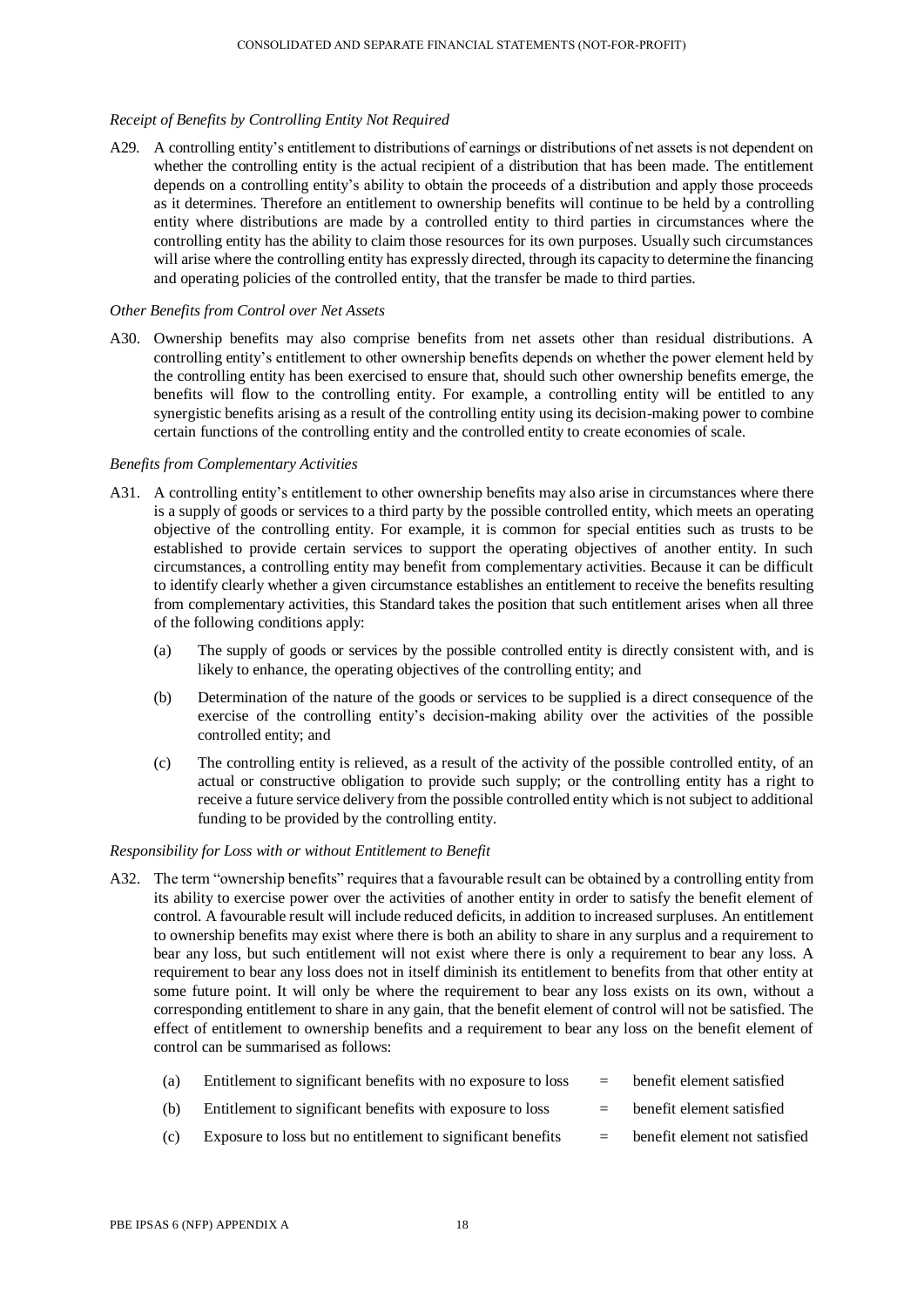*Receipt of Benefits by Controlling Entity Not Required*

A29. A controlling entity's entitlement to distributions of earnings or distributions of net assets is not dependent on whether the controlling entity is the actual recipient of a distribution that has been made. The entitlement depends on a controlling entity's ability to obtain the proceeds of a distribution and apply those proceeds as it determines. Therefore an entitlement to ownership benefits will continue to be held by a controlling entity where distributions are made by a controlled entity to third parties in circumstances where the controlling entity has the ability to claim those resources for its own purposes. Usually such circumstances will arise where the controlling entity has expressly directed, through its capacity to determine the financing and operating policies of the controlled entity, that the transfer be made to third parties.

*Other Benefits from Control over Net Assets*

A30. Ownership benefits may also comprise benefits from net assets other than residual distributions. A controlling entity's entitlement to other ownership benefits depends on whether the power element held by the controlling entity has been exercised to ensure that, should such other ownership benefits emerge, the benefits will flow to the controlling entity. For example, a controlling entity will be entitled to any synergistic benefits arising as a result of the controlling entity using its decision-making power to combine certain functions of the controlling entity and the controlled entity to create economies of scale.

*Benefits from Complementary Activities*

A31. A controlling entity's entitlement to other ownership benefits may also arise in circumstances where there is a supply of goods or services to a third party by the possible controlled entity, which meets an operating objective of the controlling entity. For example, it is common for special entities such as trusts to be established to provide certain services to support the operating objectives of another entity. In such circumstances, a controlling entity may benefit from complementary activities. Because it can be difficult to identify clearly whether a given circumstance establishes an entitlement to receive the benefits resulting from complementary activities, this Standard takes the position that such entitlement arises when all three of the following conditions apply:

(a) The supply of goods or services by the possible controlled entity is directly consistent with, and is likely to enhance, the operating objectives of the controlling entity; and

(b) Determination of the nature of the goods or services to be supplied is a direct consequence of the exercise of the controlling entity's decision-making ability over the activities of the possible controlled entity; and

(c) The controlling entity is relieved, as a result of the activity of the possible controlled entity, of an actual or constructive obligation to provide such supply; or the controlling entity has a right to receive a future service delivery from the possible controlled entity which is not subject to additional funding to be provided by the controlling entity.

*Responsibility for Loss with or without Entitlement to Benefit*

A32. The term "ownership benefits" requires that a favourable result can be obtained by a controlling entity from its ability to exercise power over the activities of another entity in order to satisfy the benefit element of control. A favourable result will include reduced deficits, in addition to increased surpluses. An entitlement to ownership benefits may exist where there is both an ability to share in any surplus and a requirement to bear any loss, but such entitlement will not exist where there is only a requirement to bear any loss. A requirement to bear any loss does not in itself diminish its entitlement to benefits from that other entity at some future point. It will only be where the requirement to bear any loss exists on its own, without a corresponding entitlement to share in any gain, that the benefit element of control will not be satisfied. The effect of entitlement to ownership benefits and a requirement to bear any loss on the benefit element of control can be summarised as follows:

| | | | |
|---|---|---|---|
| (a) | Entitlement to significant benefits with no exposure to loss | = | benefit element satisfied |
| (b) | Entitlement to significant benefits with exposure to loss | = | benefit element satisfied |
| (c) | Exposure to loss but no entitlement to significant benefits | = | benefit element not satisfied |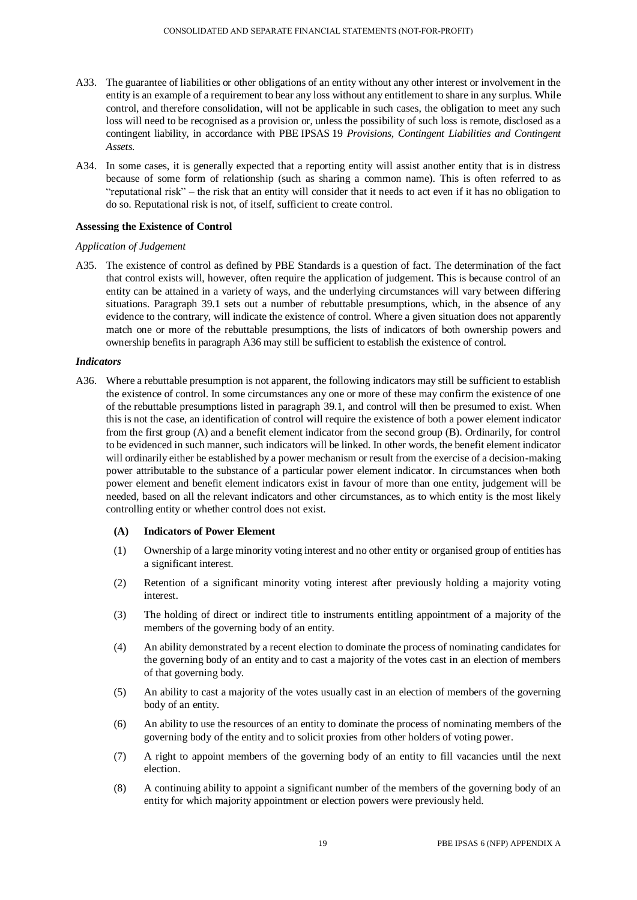A33. The guarantee of liabilities or other obligations of an entity without any other interest or involvement in the entity is an example of a requirement to bear any loss without any entitlement to share in any surplus. While control, and therefore consolidation, will not be applicable in such cases, the obligation to meet any such loss will need to be recognised as a provision or, unless the possibility of such loss is remote, disclosed as a contingent liability, in accordance with PBE IPSAS 19 *Provisions, Contingent Liabilities and Contingent Assets*.

A34. In some cases, it is generally expected that a reporting entity will assist another entity that is in distress because of some form of relationship (such as sharing a common name). This is often referred to as "reputational risk" – the risk that an entity will consider that it needs to act even if it has no obligation to do so. Reputational risk is not, of itself, sufficient to create control.

**Assessing the Existence of Control**

*Application of Judgement*

A35. The existence of control as defined by PBE Standards is a question of fact. The determination of the fact that control exists will, however, often require the application of judgement. This is because control of an entity can be attained in a variety of ways, and the underlying circumstances will vary between differing situations. Paragraph 39.1 sets out a number of rebuttable presumptions, which, in the absence of any evidence to the contrary, will indicate the existence of control. Where a given situation does not apparently match one or more of the rebuttable presumptions, the lists of indicators of both ownership powers and ownership benefits in paragraph A36 may still be sufficient to establish the existence of control.

***Indicators***

A36. Where a rebuttable presumption is not apparent, the following indicators may still be sufficient to establish the existence of control. In some circumstances any one or more of these may confirm the existence of one of the rebuttable presumptions listed in paragraph 39.1, and control will then be presumed to exist. When this is not the case, an identification of control will require the existence of both a power element indicator from the first group (A) and a benefit element indicator from the second group (B). Ordinarily, for control to be evidenced in such manner, such indicators will be linked. In other words, the benefit element indicator will ordinarily either be established by a power mechanism or result from the exercise of a decision-making power attributable to the substance of a particular power element indicator. In circumstances when both power element and benefit element indicators exist in favour of more than one entity, judgement will be needed, based on all the relevant indicators and other circumstances, as to which entity is the most likely controlling entity or whether control does not exist.

**(A) Indicators of Power Element**

(1) Ownership of a large minority voting interest and no other entity or organised group of entities has a significant interest.

(2) Retention of a significant minority voting interest after previously holding a majority voting interest.

(3) The holding of direct or indirect title to instruments entitling appointment of a majority of the members of the governing body of an entity.

(4) An ability demonstrated by a recent election to dominate the process of nominating candidates for the governing body of an entity and to cast a majority of the votes cast in an election of members of that governing body.

(5) An ability to cast a majority of the votes usually cast in an election of members of the governing body of an entity.

(6) An ability to use the resources of an entity to dominate the process of nominating members of the governing body of the entity and to solicit proxies from other holders of voting power.

(7) A right to appoint members of the governing body of an entity to fill vacancies until the next election.

(8) A continuing ability to appoint a significant number of the members of the governing body of an entity for which majority appointment or election powers were previously held.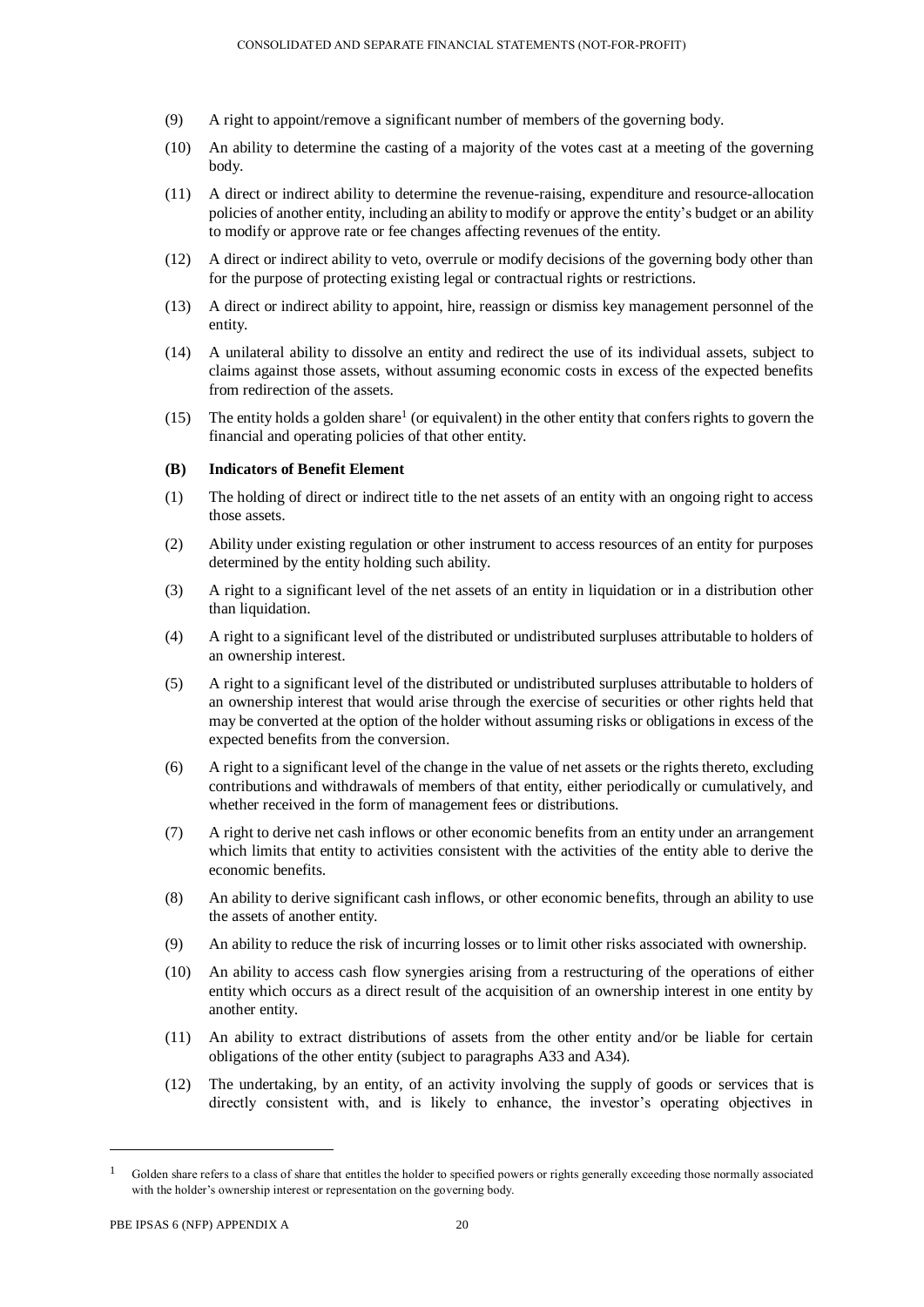(9) A right to appoint/remove a significant number of members of the governing body.

(10) An ability to determine the casting of a majority of the votes cast at a meeting of the governing body.

(11) A direct or indirect ability to determine the revenue-raising, expenditure and resource-allocation policies of another entity, including an ability to modify or approve the entity's budget or an ability to modify or approve rate or fee changes affecting revenues of the entity.

(12) A direct or indirect ability to veto, overrule or modify decisions of the governing body other than for the purpose of protecting existing legal or contractual rights or restrictions.

(13) A direct or indirect ability to appoint, hire, reassign or dismiss key management personnel of the entity.

(14) A unilateral ability to dissolve an entity and redirect the use of its individual assets, subject to claims against those assets, without assuming economic costs in excess of the expected benefits from redirection of the assets.

(15) The entity holds a golden share[1] (or equivalent) in the other entity that confers rights to govern the financial and operating policies of that other entity.

**(B) Indicators of Benefit Element**

(1) The holding of direct or indirect title to the net assets of an entity with an ongoing right to access those assets.

(2) Ability under existing regulation or other instrument to access resources of an entity for purposes determined by the entity holding such ability.

(3) A right to a significant level of the net assets of an entity in liquidation or in a distribution other than liquidation.

(4) A right to a significant level of the distributed or undistributed surpluses attributable to holders of an ownership interest.

(5) A right to a significant level of the distributed or undistributed surpluses attributable to holders of an ownership interest that would arise through the exercise of securities or other rights held that may be converted at the option of the holder without assuming risks or obligations in excess of the expected benefits from the conversion.

(6) A right to a significant level of the change in the value of net assets or the rights thereto, excluding contributions and withdrawals of members of that entity, either periodically or cumulatively, and whether received in the form of management fees or distributions.

(7) A right to derive net cash inflows or other economic benefits from an entity under an arrangement which limits that entity to activities consistent with the activities of the entity able to derive the economic benefits.

(8) An ability to derive significant cash inflows, or other economic benefits, through an ability to use the assets of another entity.

(9) An ability to reduce the risk of incurring losses or to limit other risks associated with ownership.

(10) An ability to access cash flow synergies arising from a restructuring of the operations of either entity which occurs as a direct result of the acquisition of an ownership interest in one entity by another entity.

(11) An ability to extract distributions of assets from the other entity and/or be liable for certain obligations of the other entity (subject to paragraphs A33 and A34).

(12) The undertaking, by an entity, of an activity involving the supply of goods or services that is directly consistent with, and is likely to enhance, the investor's operating objectives in

[1] Golden share refers to a class of share that entitles the holder to specified powers or rights generally exceeding those normally associated with the holder's ownership interest or representation on the governing body.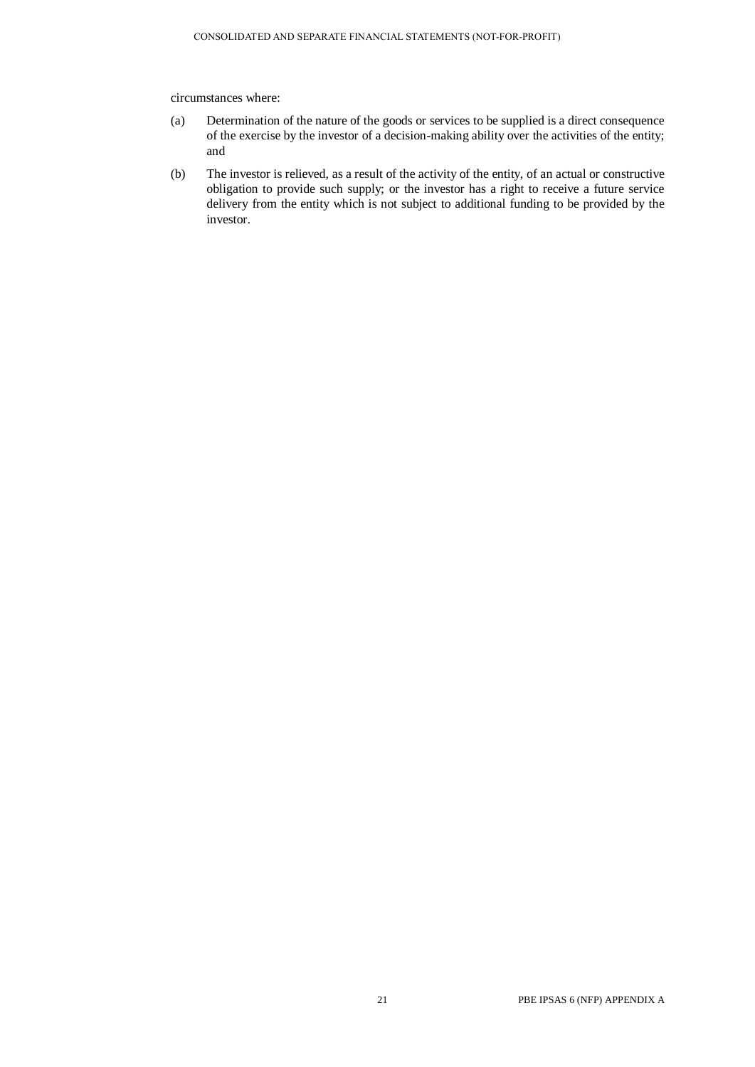circumstances where:

(a) Determination of the nature of the goods or services to be supplied is a direct consequence of the exercise by the investor of a decision-making ability over the activities of the entity; and

(b) The investor is relieved, as a result of the activity of the entity, of an actual or constructive obligation to provide such supply; or the investor has a right to receive a future service delivery from the entity which is not subject to additional funding to be provided by the investor.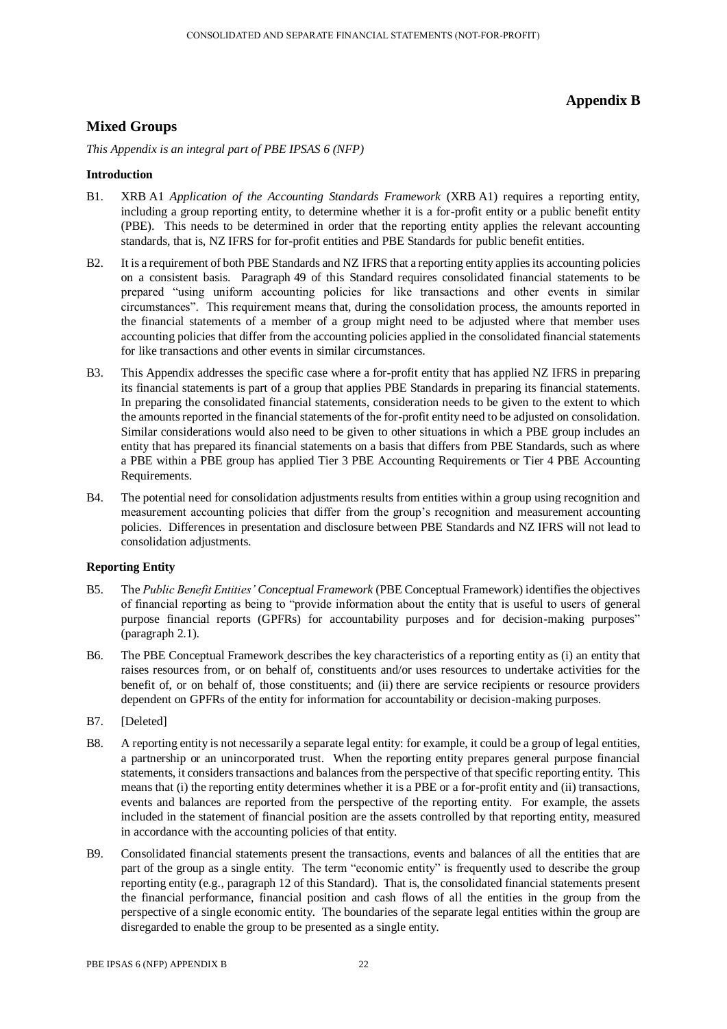# Appendix B

## Mixed Groups

*This Appendix is an integral part of PBE IPSAS 6 (NFP)*

### Introduction

B1. XRB A1 *Application of the Accounting Standards Framework* (XRB A1) requires a reporting entity, including a group reporting entity, to determine whether it is a for-profit entity or a public benefit entity (PBE). This needs to be determined in order that the reporting entity applies the relevant accounting standards, that is, NZ IFRS for for-profit entities and PBE Standards for public benefit entities.

B2. It is a requirement of both PBE Standards and NZ IFRS that a reporting entity applies its accounting policies on a consistent basis. Paragraph 49 of this Standard requires consolidated financial statements to be prepared "using uniform accounting policies for like transactions and other events in similar circumstances". This requirement means that, during the consolidation process, the amounts reported in the financial statements of a member of a group might need to be adjusted where that member uses accounting policies that differ from the accounting policies applied in the consolidated financial statements for like transactions and other events in similar circumstances.

B3. This Appendix addresses the specific case where a for-profit entity that has applied NZ IFRS in preparing its financial statements is part of a group that applies PBE Standards in preparing its financial statements. In preparing the consolidated financial statements, consideration needs to be given to the extent to which the amounts reported in the financial statements of the for-profit entity need to be adjusted on consolidation. Similar considerations would also need to be given to other situations in which a PBE group includes an entity that has prepared its financial statements on a basis that differs from PBE Standards, such as where a PBE within a PBE group has applied Tier 3 PBE Accounting Requirements or Tier 4 PBE Accounting Requirements.

B4. The potential need for consolidation adjustments results from entities within a group using recognition and measurement accounting policies that differ from the group's recognition and measurement accounting policies. Differences in presentation and disclosure between PBE Standards and NZ IFRS will not lead to consolidation adjustments.

### Reporting Entity

B5. The *Public Benefit Entities' Conceptual Framework* (PBE Conceptual Framework) identifies the objectives of financial reporting as being to "provide information about the entity that is useful to users of general purpose financial reports (GPFRs) for accountability purposes and for decision-making purposes" (paragraph 2.1).

B6. The PBE Conceptual Framework describes the key characteristics of a reporting entity as (i) an entity that raises resources from, or on behalf of, constituents and/or uses resources to undertake activities for the benefit of, or on behalf of, those constituents; and (ii) there are service recipients or resource providers dependent on GPFRs of the entity for information for accountability or decision-making purposes.

B7. [Deleted]

B8. A reporting entity is not necessarily a separate legal entity: for example, it could be a group of legal entities, a partnership or an unincorporated trust. When the reporting entity prepares general purpose financial statements, it considers transactions and balances from the perspective of that specific reporting entity. This means that (i) the reporting entity determines whether it is a PBE or a for-profit entity and (ii) transactions, events and balances are reported from the perspective of the reporting entity. For example, the assets included in the statement of financial position are the assets controlled by that reporting entity, measured in accordance with the accounting policies of that entity.

B9. Consolidated financial statements present the transactions, events and balances of all the entities that are part of the group as a single entity. The term "economic entity" is frequently used to describe the group reporting entity (e.g., paragraph 12 of this Standard). That is, the consolidated financial statements present the financial performance, financial position and cash flows of all the entities in the group from the perspective of a single economic entity. The boundaries of the separate legal entities within the group are disregarded to enable the group to be presented as a single entity.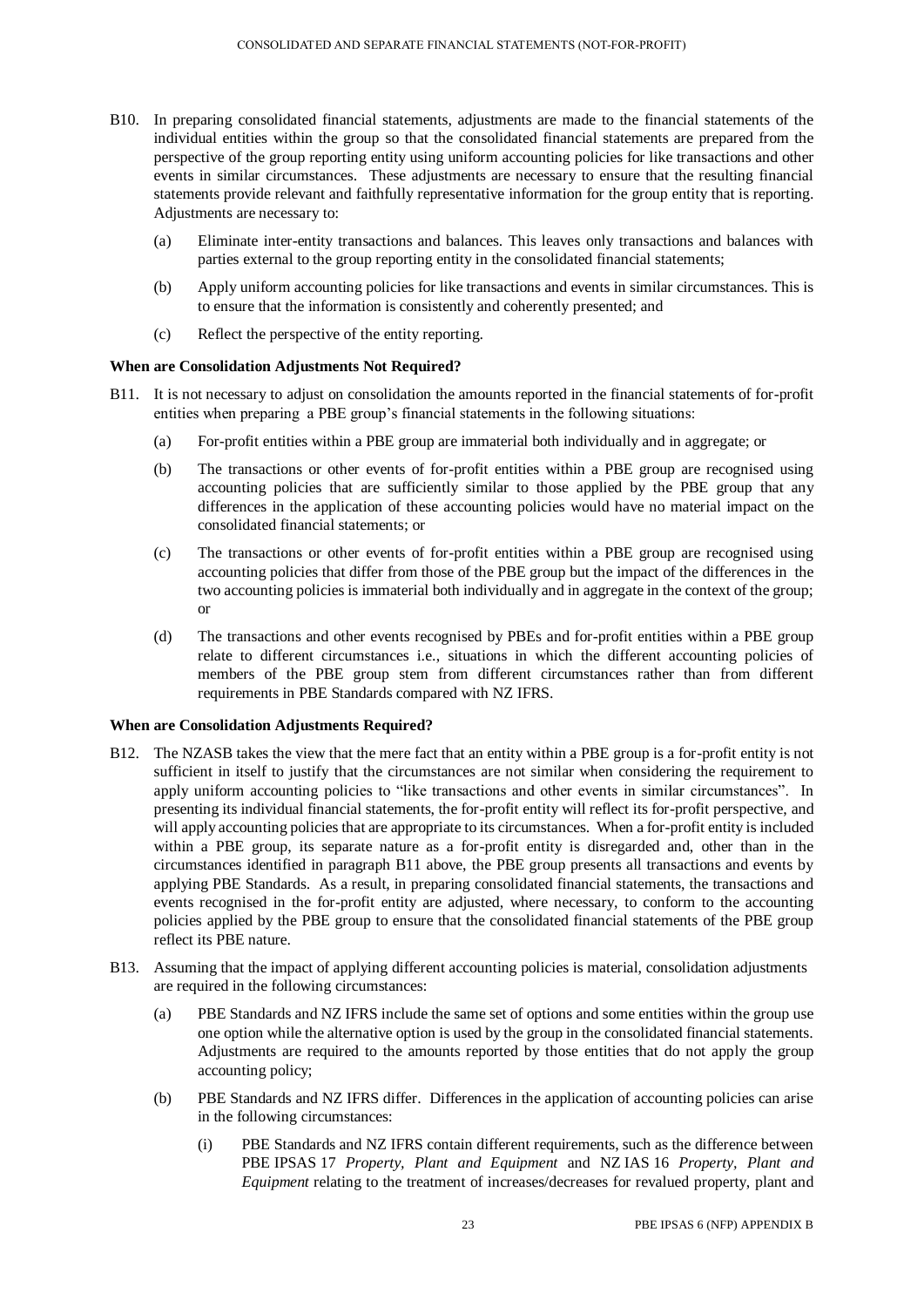B10. In preparing consolidated financial statements, adjustments are made to the financial statements of the individual entities within the group so that the consolidated financial statements are prepared from the perspective of the group reporting entity using uniform accounting policies for like transactions and other events in similar circumstances. These adjustments are necessary to ensure that the resulting financial statements provide relevant and faithfully representative information for the group entity that is reporting. Adjustments are necessary to:

(a) Eliminate inter-entity transactions and balances. This leaves only transactions and balances with parties external to the group reporting entity in the consolidated financial statements;

(b) Apply uniform accounting policies for like transactions and events in similar circumstances. This is to ensure that the information is consistently and coherently presented; and

(c) Reflect the perspective of the entity reporting.

**When are Consolidation Adjustments Not Required?**

B11. It is not necessary to adjust on consolidation the amounts reported in the financial statements of for-profit entities when preparing a PBE group's financial statements in the following situations:

(a) For-profit entities within a PBE group are immaterial both individually and in aggregate; or

(b) The transactions or other events of for-profit entities within a PBE group are recognised using accounting policies that are sufficiently similar to those applied by the PBE group that any differences in the application of these accounting policies would have no material impact on the consolidated financial statements; or

(c) The transactions or other events of for-profit entities within a PBE group are recognised using accounting policies that differ from those of the PBE group but the impact of the differences in the two accounting policies is immaterial both individually and in aggregate in the context of the group; or

(d) The transactions and other events recognised by PBEs and for-profit entities within a PBE group relate to different circumstances i.e., situations in which the different accounting policies of members of the PBE group stem from different circumstances rather than from different requirements in PBE Standards compared with NZ IFRS.

**When are Consolidation Adjustments Required?**

B12. The NZASB takes the view that the mere fact that an entity within a PBE group is a for-profit entity is not sufficient in itself to justify that the circumstances are not similar when considering the requirement to apply uniform accounting policies to "like transactions and other events in similar circumstances". In presenting its individual financial statements, the for-profit entity will reflect its for-profit perspective, and will apply accounting policies that are appropriate to its circumstances. When a for-profit entity is included within a PBE group, its separate nature as a for-profit entity is disregarded and, other than in the circumstances identified in paragraph B11 above, the PBE group presents all transactions and events by applying PBE Standards. As a result, in preparing consolidated financial statements, the transactions and events recognised in the for-profit entity are adjusted, where necessary, to conform to the accounting policies applied by the PBE group to ensure that the consolidated financial statements of the PBE group reflect its PBE nature.

B13. Assuming that the impact of applying different accounting policies is material, consolidation adjustments are required in the following circumstances:

(a) PBE Standards and NZ IFRS include the same set of options and some entities within the group use one option while the alternative option is used by the group in the consolidated financial statements. Adjustments are required to the amounts reported by those entities that do not apply the group accounting policy;

(b) PBE Standards and NZ IFRS differ. Differences in the application of accounting policies can arise in the following circumstances:

(i) PBE Standards and NZ IFRS contain different requirements, such as the difference between PBE IPSAS 17 *Property, Plant and Equipment* and NZ IAS 16 *Property, Plant and Equipment* relating to the treatment of increases/decreases for revalued property, plant and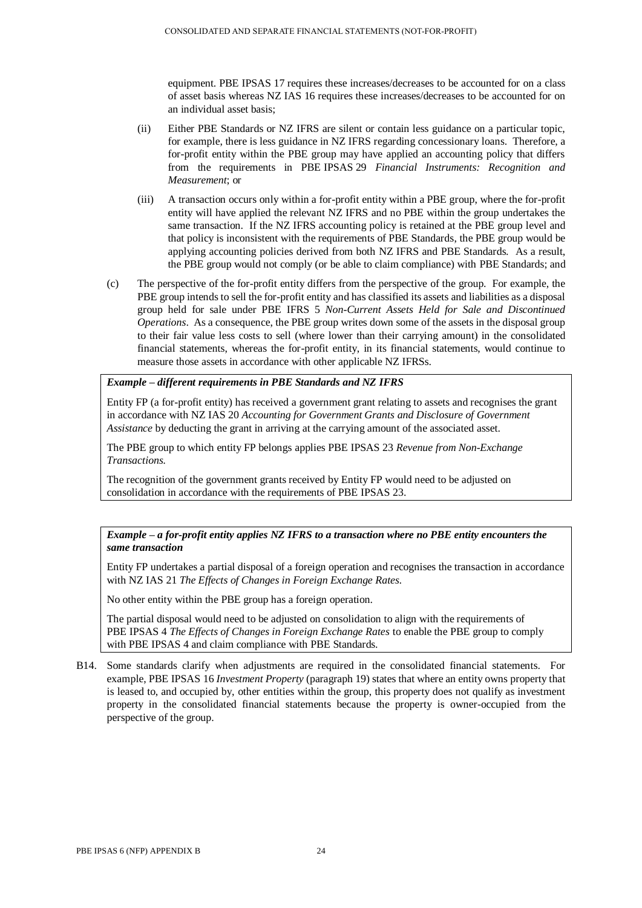equipment. PBE IPSAS 17 requires these increases/decreases to be accounted for on a class of asset basis whereas NZ IAS 16 requires these increases/decreases to be accounted for on an individual asset basis;

(ii) Either PBE Standards or NZ IFRS are silent or contain less guidance on a particular topic, for example, there is less guidance in NZ IFRS regarding concessionary loans. Therefore, a for-profit entity within the PBE group may have applied an accounting policy that differs from the requirements in PBE IPSAS 29 *Financial Instruments: Recognition and Measurement*; or

(iii) A transaction occurs only within a for-profit entity within a PBE group, where the for-profit entity will have applied the relevant NZ IFRS and no PBE within the group undertakes the same transaction. If the NZ IFRS accounting policy is retained at the PBE group level and that policy is inconsistent with the requirements of PBE Standards, the PBE group would be applying accounting policies derived from both NZ IFRS and PBE Standards. As a result, the PBE group would not comply (or be able to claim compliance) with PBE Standards; and

(c) The perspective of the for-profit entity differs from the perspective of the group. For example, the PBE group intends to sell the for-profit entity and has classified its assets and liabilities as a disposal group held for sale under PBE IFRS 5 *Non-Current Assets Held for Sale and Discontinued Operations*. As a consequence, the PBE group writes down some of the assets in the disposal group to their fair value less costs to sell (where lower than their carrying amount) in the consolidated financial statements, whereas the for-profit entity, in its financial statements, would continue to measure those assets in accordance with other applicable NZ IFRSs.

***Example – different requirements in PBE Standards and NZ IFRS***

Entity FP (a for-profit entity) has received a government grant relating to assets and recognises the grant in accordance with NZ IAS 20 *Accounting for Government Grants and Disclosure of Government Assistance* by deducting the grant in arriving at the carrying amount of the associated asset.

The PBE group to which entity FP belongs applies PBE IPSAS 23 *Revenue from Non-Exchange Transactions.*

The recognition of the government grants received by Entity FP would need to be adjusted on consolidation in accordance with the requirements of PBE IPSAS 23.

***Example – a for-profit entity applies NZ IFRS to a transaction where no PBE entity encounters the same transaction***

Entity FP undertakes a partial disposal of a foreign operation and recognises the transaction in accordance with NZ IAS 21 *The Effects of Changes in Foreign Exchange Rates.*

No other entity within the PBE group has a foreign operation.

The partial disposal would need to be adjusted on consolidation to align with the requirements of PBE IPSAS 4 *The Effects of Changes in Foreign Exchange Rates* to enable the PBE group to comply with PBE IPSAS 4 and claim compliance with PBE Standards.

B14. Some standards clarify when adjustments are required in the consolidated financial statements. For example, PBE IPSAS 16 *Investment Property* (paragraph 19) states that where an entity owns property that is leased to, and occupied by, other entities within the group, this property does not qualify as investment property in the consolidated financial statements because the property is owner-occupied from the perspective of the group.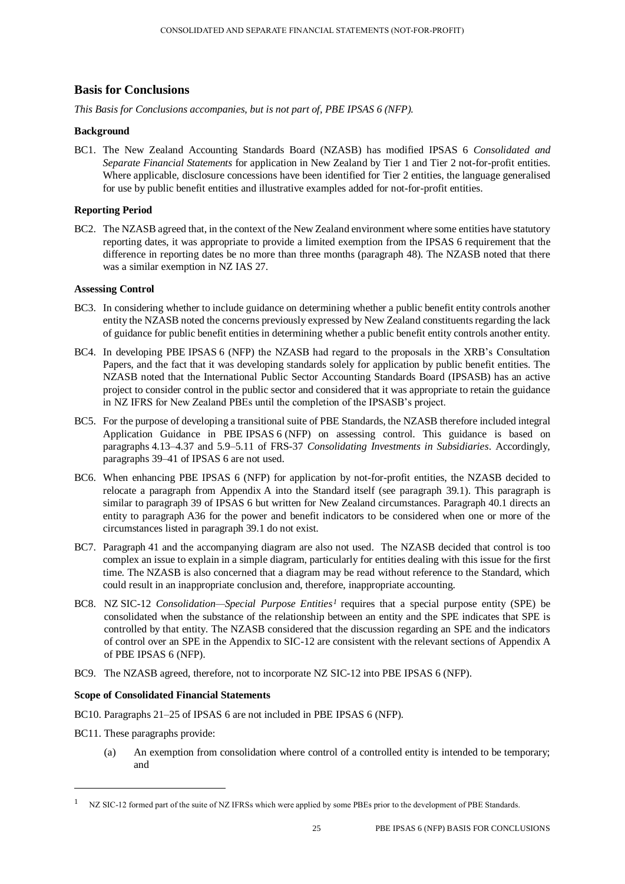## Basis for Conclusions

*This Basis for Conclusions accompanies, but is not part of, PBE IPSAS 6 (NFP).*

### Background

BC1. The New Zealand Accounting Standards Board (NZASB) has modified IPSAS 6 *Consolidated and Separate Financial Statements* for application in New Zealand by Tier 1 and Tier 2 not-for-profit entities. Where applicable, disclosure concessions have been identified for Tier 2 entities, the language generalised for use by public benefit entities and illustrative examples added for not-for-profit entities.

### Reporting Period

BC2. The NZASB agreed that, in the context of the New Zealand environment where some entities have statutory reporting dates, it was appropriate to provide a limited exemption from the IPSAS 6 requirement that the difference in reporting dates be no more than three months (paragraph 48). The NZASB noted that there was a similar exemption in NZ IAS 27.

### Assessing Control

BC3. In considering whether to include guidance on determining whether a public benefit entity controls another entity the NZASB noted the concerns previously expressed by New Zealand constituents regarding the lack of guidance for public benefit entities in determining whether a public benefit entity controls another entity.

BC4. In developing PBE IPSAS 6 (NFP) the NZASB had regard to the proposals in the XRB's Consultation Papers, and the fact that it was developing standards solely for application by public benefit entities. The NZASB noted that the International Public Sector Accounting Standards Board (IPSASB) has an active project to consider control in the public sector and considered that it was appropriate to retain the guidance in NZ IFRS for New Zealand PBEs until the completion of the IPSASB's project.

BC5. For the purpose of developing a transitional suite of PBE Standards, the NZASB therefore included integral Application Guidance in PBE IPSAS 6 (NFP) on assessing control. This guidance is based on paragraphs 4.13–4.37 and 5.9–5.11 of FRS-37 *Consolidating Investments in Subsidiaries*. Accordingly, paragraphs 39–41 of IPSAS 6 are not used.

BC6. When enhancing PBE IPSAS 6 (NFP) for application by not-for-profit entities, the NZASB decided to relocate a paragraph from Appendix A into the Standard itself (see paragraph 39.1). This paragraph is similar to paragraph 39 of IPSAS 6 but written for New Zealand circumstances. Paragraph 40.1 directs an entity to paragraph A36 for the power and benefit indicators to be considered when one or more of the circumstances listed in paragraph 39.1 do not exist.

BC7. Paragraph 41 and the accompanying diagram are also not used. The NZASB decided that control is too complex an issue to explain in a simple diagram, particularly for entities dealing with this issue for the first time. The NZASB is also concerned that a diagram may be read without reference to the Standard, which could result in an inappropriate conclusion and, therefore, inappropriate accounting.

BC8. NZ SIC-12 *Consolidation—Special Purpose Entities*[1] requires that a special purpose entity (SPE) be consolidated when the substance of the relationship between an entity and the SPE indicates that SPE is controlled by that entity. The NZASB considered that the discussion regarding an SPE and the indicators of control over an SPE in the Appendix to SIC-12 are consistent with the relevant sections of Appendix A of PBE IPSAS 6 (NFP).

BC9. The NZASB agreed, therefore, not to incorporate NZ SIC-12 into PBE IPSAS 6 (NFP).

### Scope of Consolidated Financial Statements

BC10. Paragraphs 21–25 of IPSAS 6 are not included in PBE IPSAS 6 (NFP).

BC11. These paragraphs provide:

(a) An exemption from consolidation where control of a controlled entity is intended to be temporary; and

---

[1] NZ SIC-12 formed part of the suite of NZ IFRSs which were applied by some PBEs prior to the development of PBE Standards.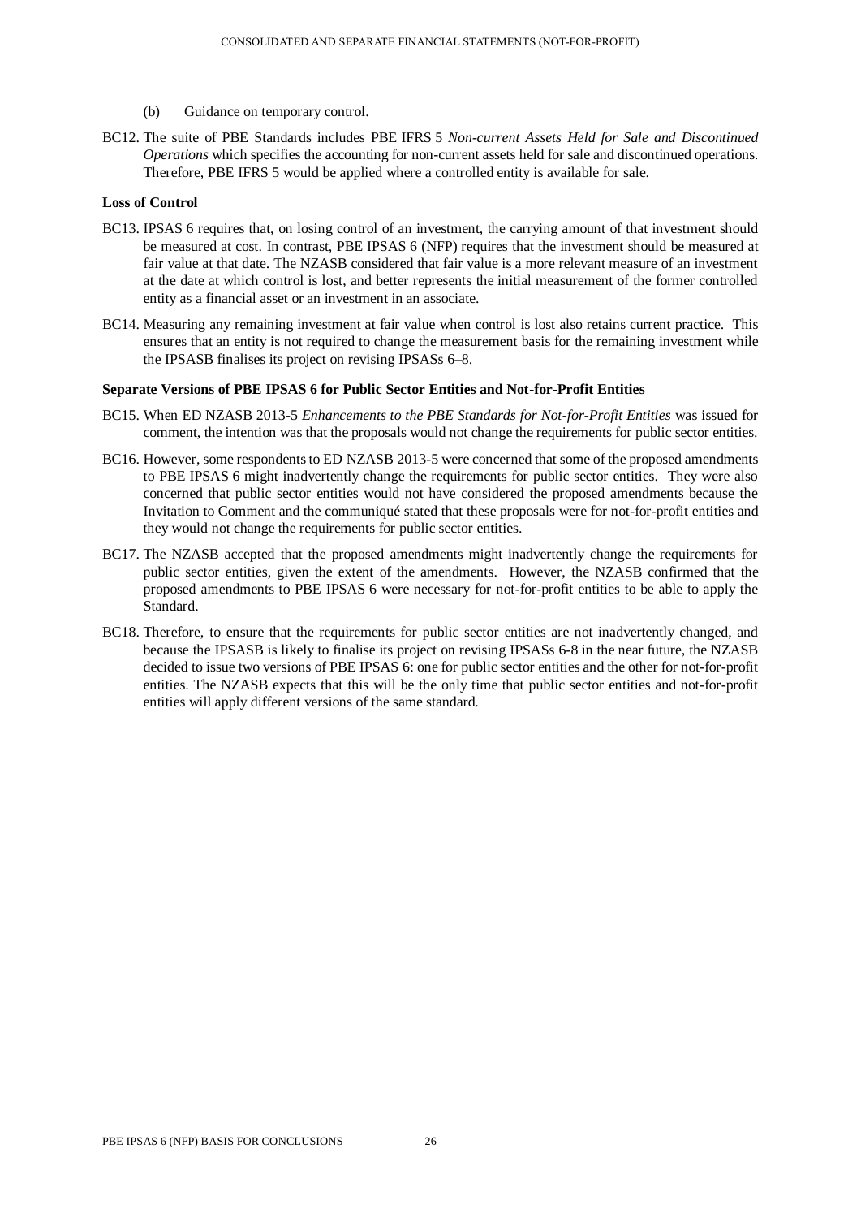(b) Guidance on temporary control.

BC12. The suite of PBE Standards includes PBE IFRS 5 *Non-current Assets Held for Sale and Discontinued Operations* which specifies the accounting for non-current assets held for sale and discontinued operations. Therefore, PBE IFRS 5 would be applied where a controlled entity is available for sale.

**Loss of Control**

BC13. IPSAS 6 requires that, on losing control of an investment, the carrying amount of that investment should be measured at cost. In contrast, PBE IPSAS 6 (NFP) requires that the investment should be measured at fair value at that date. The NZASB considered that fair value is a more relevant measure of an investment at the date at which control is lost, and better represents the initial measurement of the former controlled entity as a financial asset or an investment in an associate.

BC14. Measuring any remaining investment at fair value when control is lost also retains current practice. This ensures that an entity is not required to change the measurement basis for the remaining investment while the IPSASB finalises its project on revising IPSASs 6–8.

**Separate Versions of PBE IPSAS 6 for Public Sector Entities and Not-for-Profit Entities**

BC15. When ED NZASB 2013-5 *Enhancements to the PBE Standards for Not-for-Profit Entities* was issued for comment, the intention was that the proposals would not change the requirements for public sector entities.

BC16. However, some respondents to ED NZASB 2013-5 were concerned that some of the proposed amendments to PBE IPSAS 6 might inadvertently change the requirements for public sector entities. They were also concerned that public sector entities would not have considered the proposed amendments because the Invitation to Comment and the communiqué stated that these proposals were for not-for-profit entities and they would not change the requirements for public sector entities.

BC17. The NZASB accepted that the proposed amendments might inadvertently change the requirements for public sector entities, given the extent of the amendments. However, the NZASB confirmed that the proposed amendments to PBE IPSAS 6 were necessary for not-for-profit entities to be able to apply the Standard.

BC18. Therefore, to ensure that the requirements for public sector entities are not inadvertently changed, and because the IPSASB is likely to finalise its project on revising IPSASs 6-8 in the near future, the NZASB decided to issue two versions of PBE IPSAS 6: one for public sector entities and the other for not-for-profit entities. The NZASB expects that this will be the only time that public sector entities and not-for-profit entities will apply different versions of the same standard.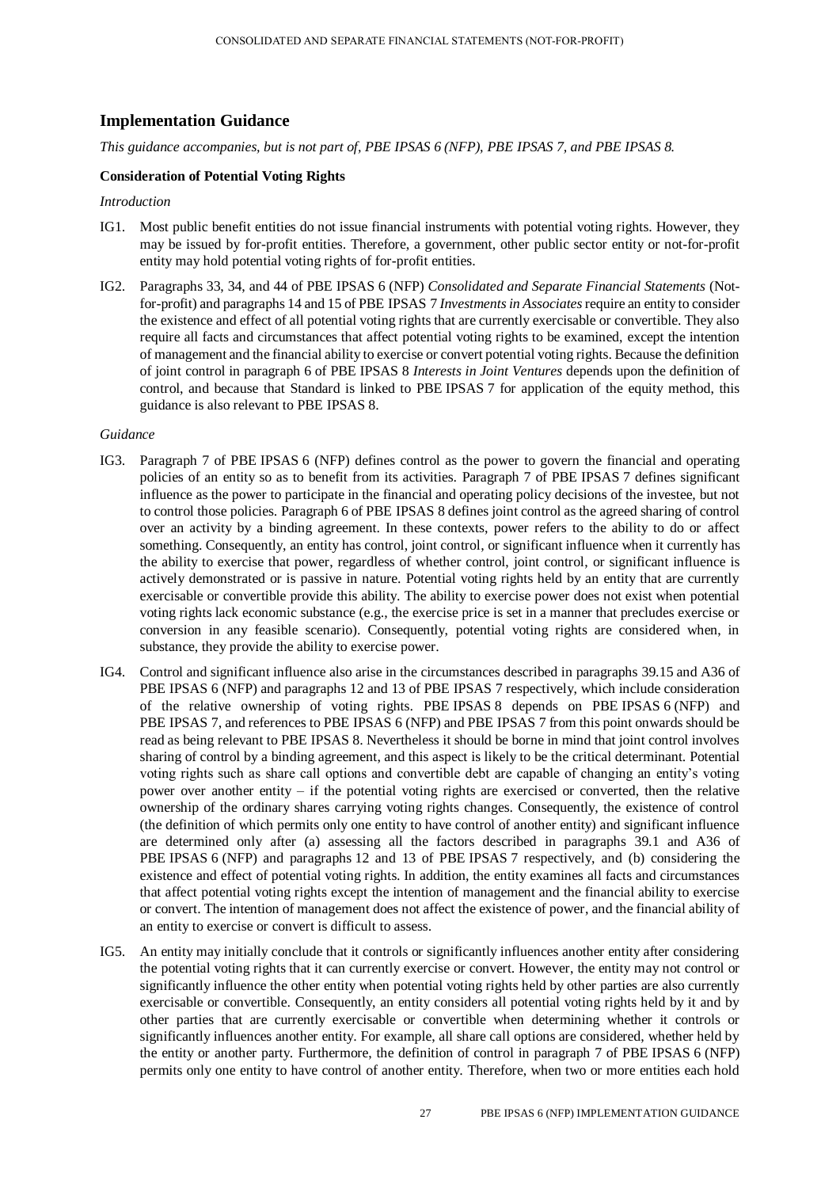## Implementation Guidance

*This guidance accompanies, but is not part of, PBE IPSAS 6 (NFP), PBE IPSAS 7, and PBE IPSAS 8.*

### Consideration of Potential Voting Rights

*Introduction*

IG1. Most public benefit entities do not issue financial instruments with potential voting rights. However, they may be issued by for-profit entities. Therefore, a government, other public sector entity or not-for-profit entity may hold potential voting rights of for-profit entities.

IG2. Paragraphs 33, 34, and 44 of PBE IPSAS 6 (NFP) *Consolidated and Separate Financial Statements* (Not-for-profit) and paragraphs 14 and 15 of PBE IPSAS 7 *Investments in Associates* require an entity to consider the existence and effect of all potential voting rights that are currently exercisable or convertible. They also require all facts and circumstances that affect potential voting rights to be examined, except the intention of management and the financial ability to exercise or convert potential voting rights. Because the definition of joint control in paragraph 6 of PBE IPSAS 8 *Interests in Joint Ventures* depends upon the definition of control, and because that Standard is linked to PBE IPSAS 7 for application of the equity method, this guidance is also relevant to PBE IPSAS 8.

*Guidance*

IG3. Paragraph 7 of PBE IPSAS 6 (NFP) defines control as the power to govern the financial and operating policies of an entity so as to benefit from its activities. Paragraph 7 of PBE IPSAS 7 defines significant influence as the power to participate in the financial and operating policy decisions of the investee, but not to control those policies. Paragraph 6 of PBE IPSAS 8 defines joint control as the agreed sharing of control over an activity by a binding agreement. In these contexts, power refers to the ability to do or affect something. Consequently, an entity has control, joint control, or significant influence when it currently has the ability to exercise that power, regardless of whether control, joint control, or significant influence is actively demonstrated or is passive in nature. Potential voting rights held by an entity that are currently exercisable or convertible provide this ability. The ability to exercise power does not exist when potential voting rights lack economic substance (e.g., the exercise price is set in a manner that precludes exercise or conversion in any feasible scenario). Consequently, potential voting rights are considered when, in substance, they provide the ability to exercise power.

IG4. Control and significant influence also arise in the circumstances described in paragraphs 39.15 and A36 of PBE IPSAS 6 (NFP) and paragraphs 12 and 13 of PBE IPSAS 7 respectively, which include consideration of the relative ownership of voting rights. PBE IPSAS 8 depends on PBE IPSAS 6 (NFP) and PBE IPSAS 7, and references to PBE IPSAS 6 (NFP) and PBE IPSAS 7 from this point onwards should be read as being relevant to PBE IPSAS 8. Nevertheless it should be borne in mind that joint control involves sharing of control by a binding agreement, and this aspect is likely to be the critical determinant. Potential voting rights such as share call options and convertible debt are capable of changing an entity's voting power over another entity – if the potential voting rights are exercised or converted, then the relative ownership of the ordinary shares carrying voting rights changes. Consequently, the existence of control (the definition of which permits only one entity to have control of another entity) and significant influence are determined only after (a) assessing all the factors described in paragraphs 39.1 and A36 of PBE IPSAS 6 (NFP) and paragraphs 12 and 13 of PBE IPSAS 7 respectively, and (b) considering the existence and effect of potential voting rights. In addition, the entity examines all facts and circumstances that affect potential voting rights except the intention of management and the financial ability to exercise or convert. The intention of management does not affect the existence of power, and the financial ability of an entity to exercise or convert is difficult to assess.

IG5. An entity may initially conclude that it controls or significantly influences another entity after considering the potential voting rights that it can currently exercise or convert. However, the entity may not control or significantly influence the other entity when potential voting rights held by other parties are also currently exercisable or convertible. Consequently, an entity considers all potential voting rights held by it and by other parties that are currently exercisable or convertible when determining whether it controls or significantly influences another entity. For example, all share call options are considered, whether held by the entity or another party. Furthermore, the definition of control in paragraph 7 of PBE IPSAS 6 (NFP) permits only one entity to have control of another entity. Therefore, when two or more entities each hold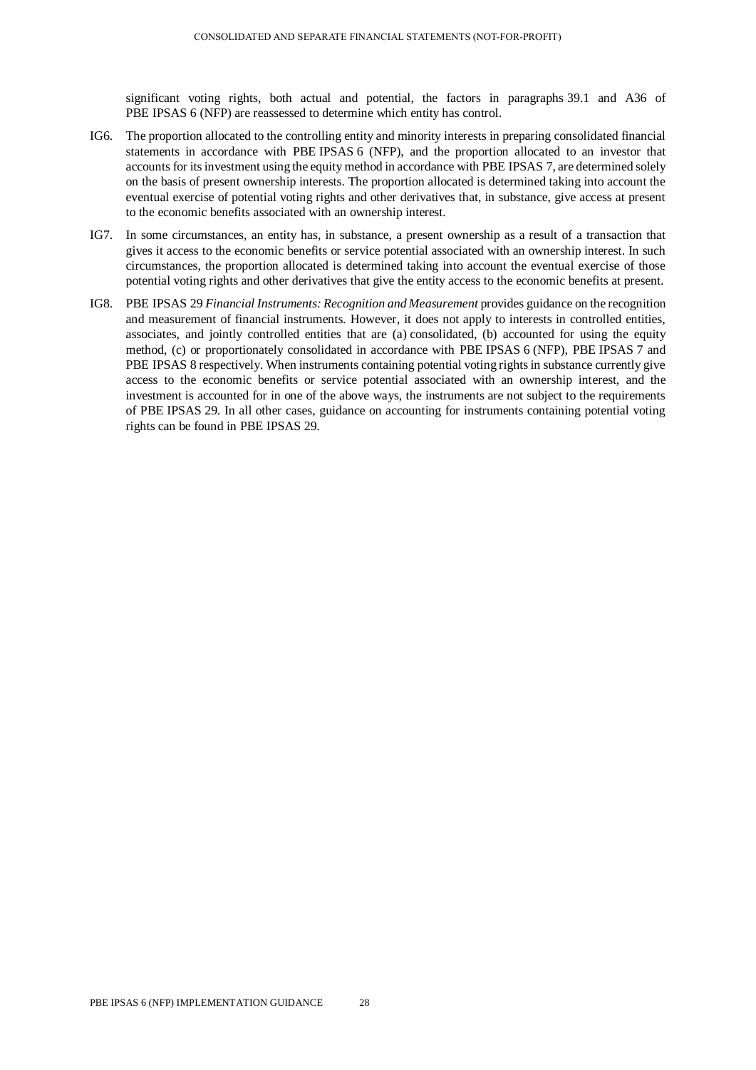significant voting rights, both actual and potential, the factors in paragraphs 39.1 and A36 of PBE IPSAS 6 (NFP) are reassessed to determine which entity has control.

IG6. The proportion allocated to the controlling entity and minority interests in preparing consolidated financial statements in accordance with PBE IPSAS 6 (NFP), and the proportion allocated to an investor that accounts for its investment using the equity method in accordance with PBE IPSAS 7, are determined solely on the basis of present ownership interests. The proportion allocated is determined taking into account the eventual exercise of potential voting rights and other derivatives that, in substance, give access at present to the economic benefits associated with an ownership interest.

IG7. In some circumstances, an entity has, in substance, a present ownership as a result of a transaction that gives it access to the economic benefits or service potential associated with an ownership interest. In such circumstances, the proportion allocated is determined taking into account the eventual exercise of those potential voting rights and other derivatives that give the entity access to the economic benefits at present.

IG8. PBE IPSAS 29 *Financial Instruments: Recognition and Measurement* provides guidance on the recognition and measurement of financial instruments. However, it does not apply to interests in controlled entities, associates, and jointly controlled entities that are (a) consolidated, (b) accounted for using the equity method, (c) or proportionately consolidated in accordance with PBE IPSAS 6 (NFP), PBE IPSAS 7 and PBE IPSAS 8 respectively. When instruments containing potential voting rights in substance currently give access to the economic benefits or service potential associated with an ownership interest, and the investment is accounted for in one of the above ways, the instruments are not subject to the requirements of PBE IPSAS 29. In all other cases, guidance on accounting for instruments containing potential voting rights can be found in PBE IPSAS 29.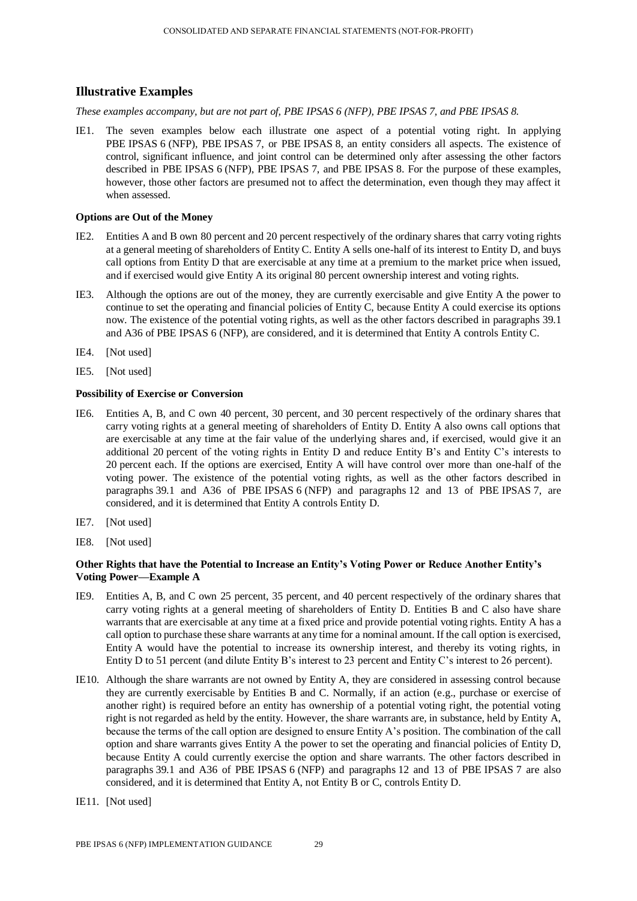## Illustrative Examples

*These examples accompany, but are not part of, PBE IPSAS 6 (NFP), PBE IPSAS 7, and PBE IPSAS 8.*

IE1. The seven examples below each illustrate one aspect of a potential voting right. In applying PBE IPSAS 6 (NFP), PBE IPSAS 7, or PBE IPSAS 8, an entity considers all aspects. The existence of control, significant influence, and joint control can be determined only after assessing the other factors described in PBE IPSAS 6 (NFP), PBE IPSAS 7, and PBE IPSAS 8. For the purpose of these examples, however, those other factors are presumed not to affect the determination, even though they may affect it when assessed.

**Options are Out of the Money**

IE2. Entities A and B own 80 percent and 20 percent respectively of the ordinary shares that carry voting rights at a general meeting of shareholders of Entity C. Entity A sells one-half of its interest to Entity D, and buys call options from Entity D that are exercisable at any time at a premium to the market price when issued, and if exercised would give Entity A its original 80 percent ownership interest and voting rights.

IE3. Although the options are out of the money, they are currently exercisable and give Entity A the power to continue to set the operating and financial policies of Entity C, because Entity A could exercise its options now. The existence of the potential voting rights, as well as the other factors described in paragraphs 39.1 and A36 of PBE IPSAS 6 (NFP), are considered, and it is determined that Entity A controls Entity C.

IE4. [Not used]

IE5. [Not used]

**Possibility of Exercise or Conversion**

IE6. Entities A, B, and C own 40 percent, 30 percent, and 30 percent respectively of the ordinary shares that carry voting rights at a general meeting of shareholders of Entity D. Entity A also owns call options that are exercisable at any time at the fair value of the underlying shares and, if exercised, would give it an additional 20 percent of the voting rights in Entity D and reduce Entity B's and Entity C's interests to 20 percent each. If the options are exercised, Entity A will have control over more than one-half of the voting power. The existence of the potential voting rights, as well as the other factors described in paragraphs 39.1 and A36 of PBE IPSAS 6 (NFP) and paragraphs 12 and 13 of PBE IPSAS 7, are considered, and it is determined that Entity A controls Entity D.

IE7. [Not used]

IE8. [Not used]

**Other Rights that have the Potential to Increase an Entity's Voting Power or Reduce Another Entity's Voting Power—Example A**

IE9. Entities A, B, and C own 25 percent, 35 percent, and 40 percent respectively of the ordinary shares that carry voting rights at a general meeting of shareholders of Entity D. Entities B and C also have share warrants that are exercisable at any time at a fixed price and provide potential voting rights. Entity A has a call option to purchase these share warrants at any time for a nominal amount. If the call option is exercised, Entity A would have the potential to increase its ownership interest, and thereby its voting rights, in Entity D to 51 percent (and dilute Entity B's interest to 23 percent and Entity C's interest to 26 percent).

IE10. Although the share warrants are not owned by Entity A, they are considered in assessing control because they are currently exercisable by Entities B and C. Normally, if an action (e.g., purchase or exercise of another right) is required before an entity has ownership of a potential voting right, the potential voting right is not regarded as held by the entity. However, the share warrants are, in substance, held by Entity A, because the terms of the call option are designed to ensure Entity A's position. The combination of the call option and share warrants gives Entity A the power to set the operating and financial policies of Entity D, because Entity A could currently exercise the option and share warrants. The other factors described in paragraphs 39.1 and A36 of PBE IPSAS 6 (NFP) and paragraphs 12 and 13 of PBE IPSAS 7 are also considered, and it is determined that Entity A, not Entity B or C, controls Entity D.

IE11. [Not used]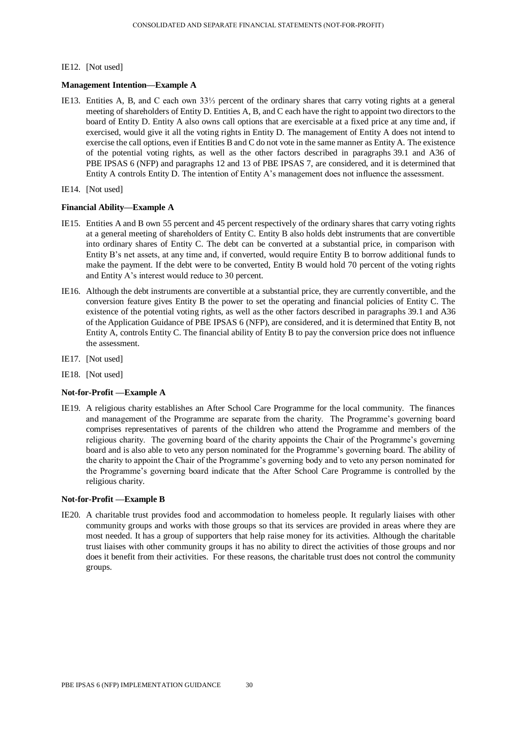IE12. [Not used]

**Management Intention—Example A**

IE13. Entities A, B, and C each own 33⅓ percent of the ordinary shares that carry voting rights at a general meeting of shareholders of Entity D. Entities A, B, and C each have the right to appoint two directors to the board of Entity D. Entity A also owns call options that are exercisable at a fixed price at any time and, if exercised, would give it all the voting rights in Entity D. The management of Entity A does not intend to exercise the call options, even if Entities B and C do not vote in the same manner as Entity A. The existence of the potential voting rights, as well as the other factors described in paragraphs 39.1 and A36 of PBE IPSAS 6 (NFP) and paragraphs 12 and 13 of PBE IPSAS 7, are considered, and it is determined that Entity A controls Entity D. The intention of Entity A's management does not influence the assessment.

IE14. [Not used]

**Financial Ability—Example A**

IE15. Entities A and B own 55 percent and 45 percent respectively of the ordinary shares that carry voting rights at a general meeting of shareholders of Entity C. Entity B also holds debt instruments that are convertible into ordinary shares of Entity C. The debt can be converted at a substantial price, in comparison with Entity B's net assets, at any time and, if converted, would require Entity B to borrow additional funds to make the payment. If the debt were to be converted, Entity B would hold 70 percent of the voting rights and Entity A's interest would reduce to 30 percent.

IE16. Although the debt instruments are convertible at a substantial price, they are currently convertible, and the conversion feature gives Entity B the power to set the operating and financial policies of Entity C. The existence of the potential voting rights, as well as the other factors described in paragraphs 39.1 and A36 of the Application Guidance of PBE IPSAS 6 (NFP), are considered, and it is determined that Entity B, not Entity A, controls Entity C. The financial ability of Entity B to pay the conversion price does not influence the assessment.

IE17. [Not used]

IE18. [Not used]

**Not-for-Profit —Example A**

IE19. A religious charity establishes an After School Care Programme for the local community. The finances and management of the Programme are separate from the charity. The Programme's governing board comprises representatives of parents of the children who attend the Programme and members of the religious charity. The governing board of the charity appoints the Chair of the Programme's governing board and is also able to veto any person nominated for the Programme's governing board. The ability of the charity to appoint the Chair of the Programme's governing body and to veto any person nominated for the Programme's governing board indicate that the After School Care Programme is controlled by the religious charity.

**Not-for-Profit —Example B**

IE20. A charitable trust provides food and accommodation to homeless people. It regularly liaises with other community groups and works with those groups so that its services are provided in areas where they are most needed. It has a group of supporters that help raise money for its activities. Although the charitable trust liaises with other community groups it has no ability to direct the activities of those groups and nor does it benefit from their activities. For these reasons, the charitable trust does not control the community groups.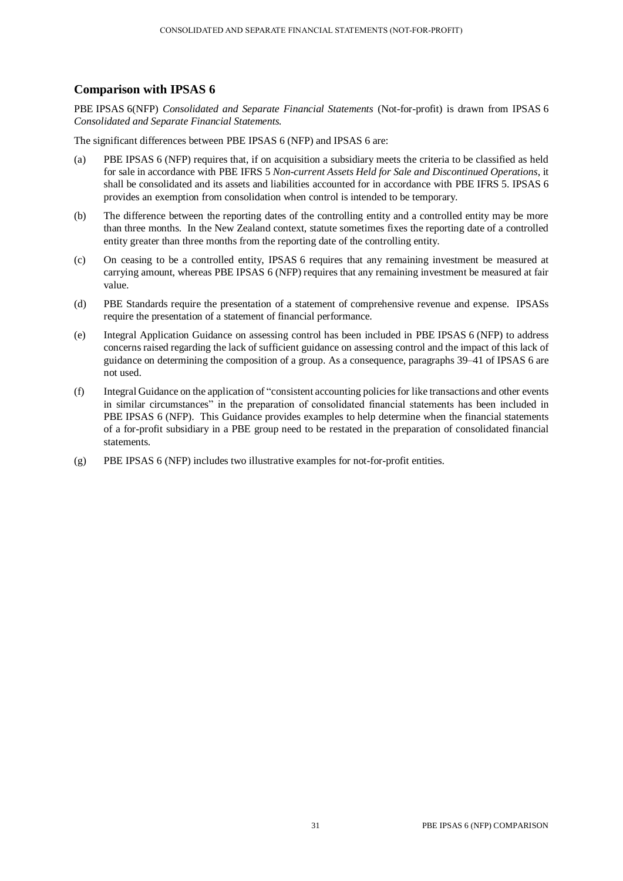## Comparison with IPSAS 6

PBE IPSAS 6(NFP) *Consolidated and Separate Financial Statements* (Not-for-profit) is drawn from IPSAS 6 *Consolidated and Separate Financial Statements.*

The significant differences between PBE IPSAS 6 (NFP) and IPSAS 6 are:

(a) PBE IPSAS 6 (NFP) requires that, if on acquisition a subsidiary meets the criteria to be classified as held for sale in accordance with PBE IFRS 5 *Non-current Assets Held for Sale and Discontinued Operations*, it shall be consolidated and its assets and liabilities accounted for in accordance with PBE IFRS 5. IPSAS 6 provides an exemption from consolidation when control is intended to be temporary.

(b) The difference between the reporting dates of the controlling entity and a controlled entity may be more than three months. In the New Zealand context, statute sometimes fixes the reporting date of a controlled entity greater than three months from the reporting date of the controlling entity.

(c) On ceasing to be a controlled entity, IPSAS 6 requires that any remaining investment be measured at carrying amount, whereas PBE IPSAS 6 (NFP) requires that any remaining investment be measured at fair value.

(d) PBE Standards require the presentation of a statement of comprehensive revenue and expense. IPSASs require the presentation of a statement of financial performance.

(e) Integral Application Guidance on assessing control has been included in PBE IPSAS 6 (NFP) to address concerns raised regarding the lack of sufficient guidance on assessing control and the impact of this lack of guidance on determining the composition of a group. As a consequence, paragraphs 39–41 of IPSAS 6 are not used.

(f) Integral Guidance on the application of "consistent accounting policies for like transactions and other events in similar circumstances" in the preparation of consolidated financial statements has been included in PBE IPSAS 6 (NFP). This Guidance provides examples to help determine when the financial statements of a for-profit subsidiary in a PBE group need to be restated in the preparation of consolidated financial statements.

(g) PBE IPSAS 6 (NFP) includes two illustrative examples for not-for-profit entities.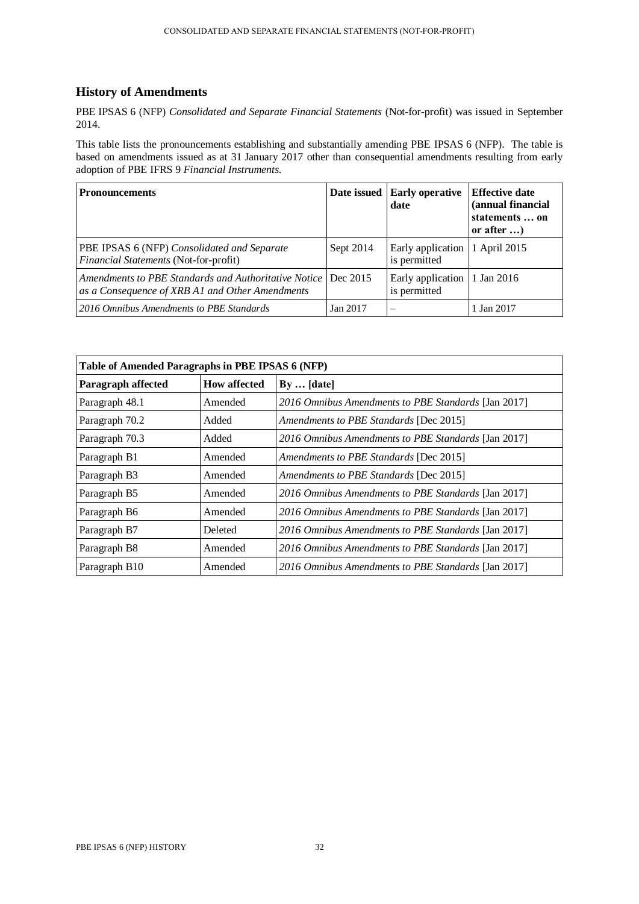## History of Amendments

PBE IPSAS 6 (NFP) *Consolidated and Separate Financial Statements* (Not-for-profit) was issued in September 2014.

This table lists the pronouncements establishing and substantially amending PBE IPSAS 6 (NFP). The table is based on amendments issued as at 31 January 2017 other than consequential amendments resulting from early adoption of PBE IFRS 9 *Financial Instruments*.

| **Pronouncements** | **Date issued** | **Early operative date** | **Effective date (annual financial statements … on or after …)** |
|---|---|---|---|
| PBE IPSAS 6 (NFP) *Consolidated and Separate Financial Statements* (Not-for-profit) | Sept 2014 | Early application is permitted | 1 April 2015 |
| *Amendments to PBE Standards and Authoritative Notice as a Consequence of XRB A1 and Other Amendments* | Dec 2015 | Early application is permitted | 1 Jan 2016 |
| *2016 Omnibus Amendments to PBE Standards* | Jan 2017 | – | 1 Jan 2017 |

| **Table of Amended Paragraphs in PBE IPSAS 6 (NFP)** | | |
|---|---|---|
| **Paragraph affected** | **How affected** | **By … [date]** |
| Paragraph 48.1 | Amended | *2016 Omnibus Amendments to PBE Standards* [Jan 2017] |
| Paragraph 70.2 | Added | *Amendments to PBE Standards* [Dec 2015] |
| Paragraph 70.3 | Added | *2016 Omnibus Amendments to PBE Standards* [Jan 2017] |
| Paragraph B1 | Amended | *Amendments to PBE Standards* [Dec 2015] |
| Paragraph B3 | Amended | *Amendments to PBE Standards* [Dec 2015] |
| Paragraph B5 | Amended | *2016 Omnibus Amendments to PBE Standards* [Jan 2017] |
| Paragraph B6 | Amended | *2016 Omnibus Amendments to PBE Standards* [Jan 2017] |
| Paragraph B7 | Deleted | *2016 Omnibus Amendments to PBE Standards* [Jan 2017] |
| Paragraph B8 | Amended | *2016 Omnibus Amendments to PBE Standards* [Jan 2017] |
| Paragraph B10 | Amended | *2016 Omnibus Amendments to PBE Standards* [Jan 2017] |